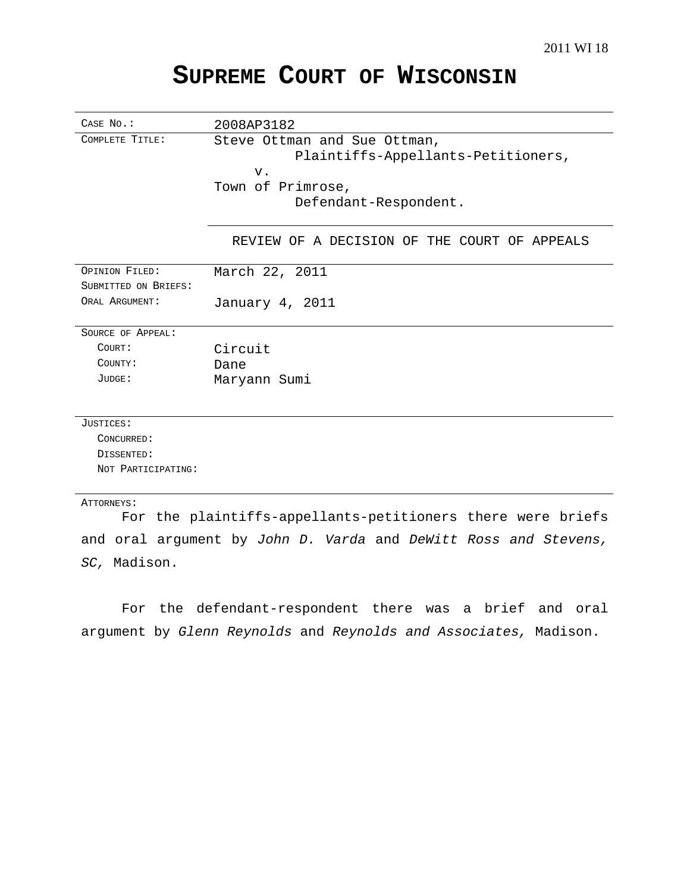2011 WI 18

# SUPREME COURT OF WISCONSIN

| | |
|---|---|
| CASE NO.: | 2008AP3182 |
| COMPLETE TITLE: | Steve Ottman and Sue Ottman, Plaintiffs-Appellants-Petitioners, v. Town of Primrose, Defendant-Respondent. |
| | REVIEW OF A DECISION OF THE COURT OF APPEALS |
| OPINION FILED: | March 22, 2011 |
| SUBMITTED ON BRIEFS: | |
| ORAL ARGUMENT: | January 4, 2011 |
| SOURCE OF APPEAL: | |
| COURT: | Circuit |
| COUNTY: | Dane |
| JUDGE: | Maryann Sumi |
| JUSTICES: | |
| CONCURRED: | |
| DISSENTED: | |
| NOT PARTICIPATING: | |

ATTORNEYS:

For the plaintiffs-appellants-petitioners there were briefs and oral argument by *John D. Varda* and *DeWitt Ross and Stevens, SC,* Madison.

For the defendant-respondent there was a brief and oral argument by *Glenn Reynolds* and *Reynolds and Associates,* Madison.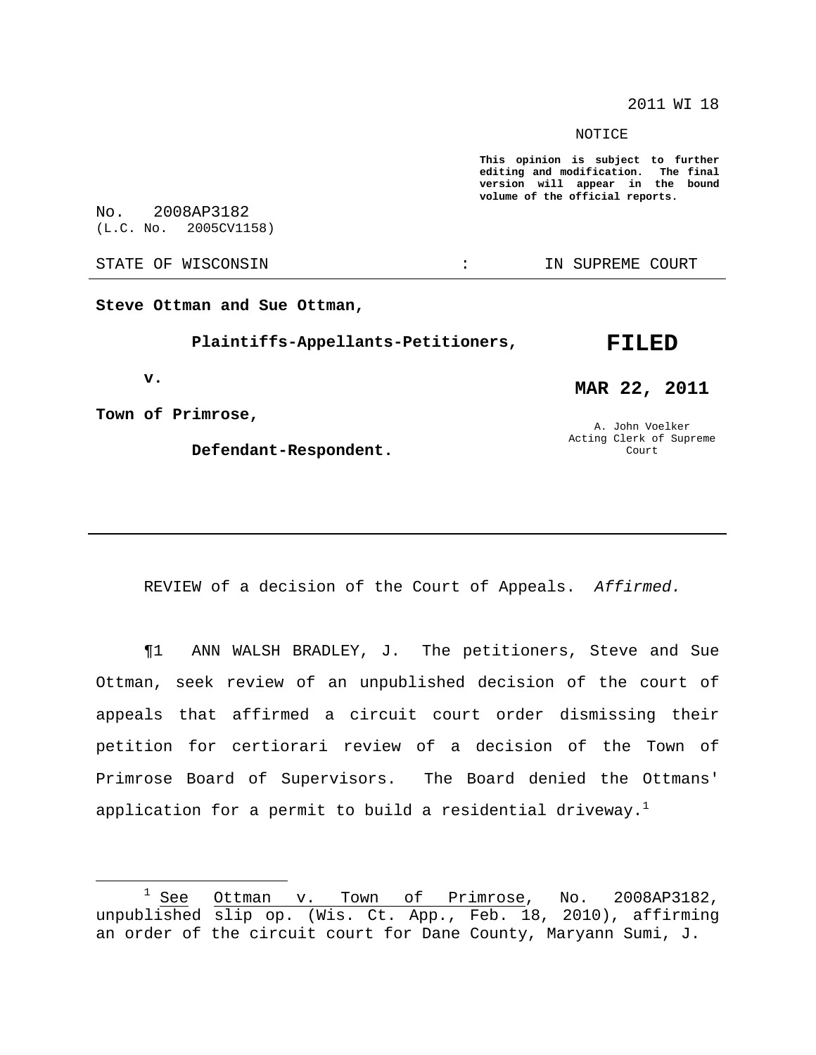2011 WI 18

NOTICE

**This opinion is subject to further editing and modification. The final version will appear in the bound volume of the official reports.**

No. 2008AP3182
(L.C. No. 2005CV1158)

STATE OF WISCONSIN : IN SUPREME COURT

---

**Steve Ottman and Sue Ottman,**

**Plaintiffs-Appellants-Petitioners,**

**v.**

**Town of Primrose,**

**Defendant-Respondent.**

**FILED**

**MAR 22, 2011**

A. John Voelker
Acting Clerk of Supreme Court

---

REVIEW of a decision of the Court of Appeals. *Affirmed.*

¶1 ANN WALSH BRADLEY, J. The petitioners, Steve and Sue Ottman, seek review of an unpublished decision of the court of appeals that affirmed a circuit court order dismissing their petition for certiorari review of a decision of the Town of Primrose Board of Supervisors. The Board denied the Ottmans' application for a permit to build a residential driveway.[1]

---

[1] See Ottman v. Town of Primrose, No. 2008AP3182, unpublished slip op. (Wis. Ct. App., Feb. 18, 2010), affirming an order of the circuit court for Dane County, Maryann Sumi, J.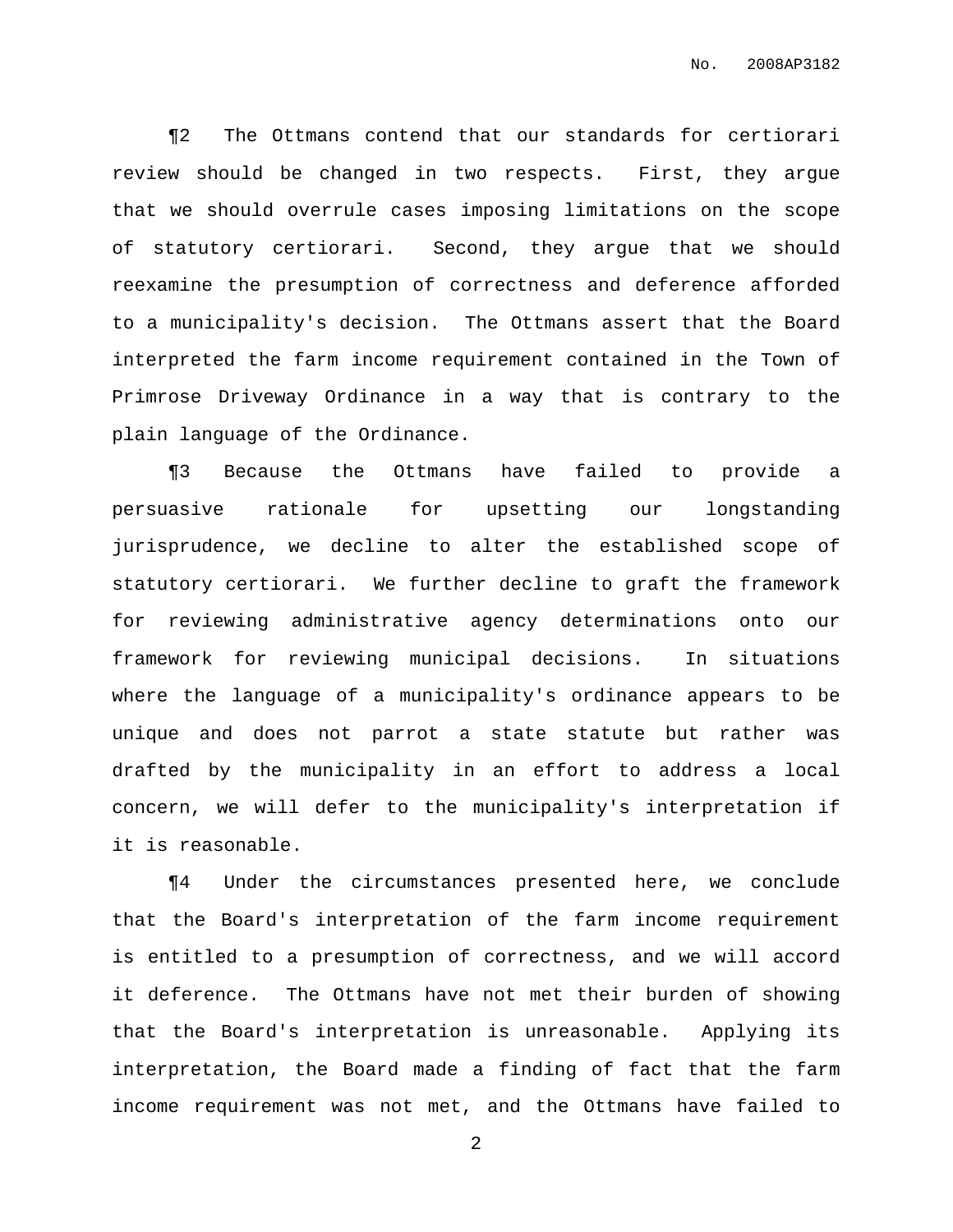¶2 The Ottmans contend that our standards for certiorari review should be changed in two respects. First, they argue that we should overrule cases imposing limitations on the scope of statutory certiorari. Second, they argue that we should reexamine the presumption of correctness and deference afforded to a municipality's decision. The Ottmans assert that the Board interpreted the farm income requirement contained in the Town of Primrose Driveway Ordinance in a way that is contrary to the plain language of the Ordinance.

¶3 Because the Ottmans have failed to provide a persuasive rationale for upsetting our longstanding jurisprudence, we decline to alter the established scope of statutory certiorari. We further decline to graft the framework for reviewing administrative agency determinations onto our framework for reviewing municipal decisions. In situations where the language of a municipality's ordinance appears to be unique and does not parrot a state statute but rather was drafted by the municipality in an effort to address a local concern, we will defer to the municipality's interpretation if it is reasonable.

¶4 Under the circumstances presented here, we conclude that the Board's interpretation of the farm income requirement is entitled to a presumption of correctness, and we will accord it deference. The Ottmans have not met their burden of showing that the Board's interpretation is unreasonable. Applying its interpretation, the Board made a finding of fact that the farm income requirement was not met, and the Ottmans have failed to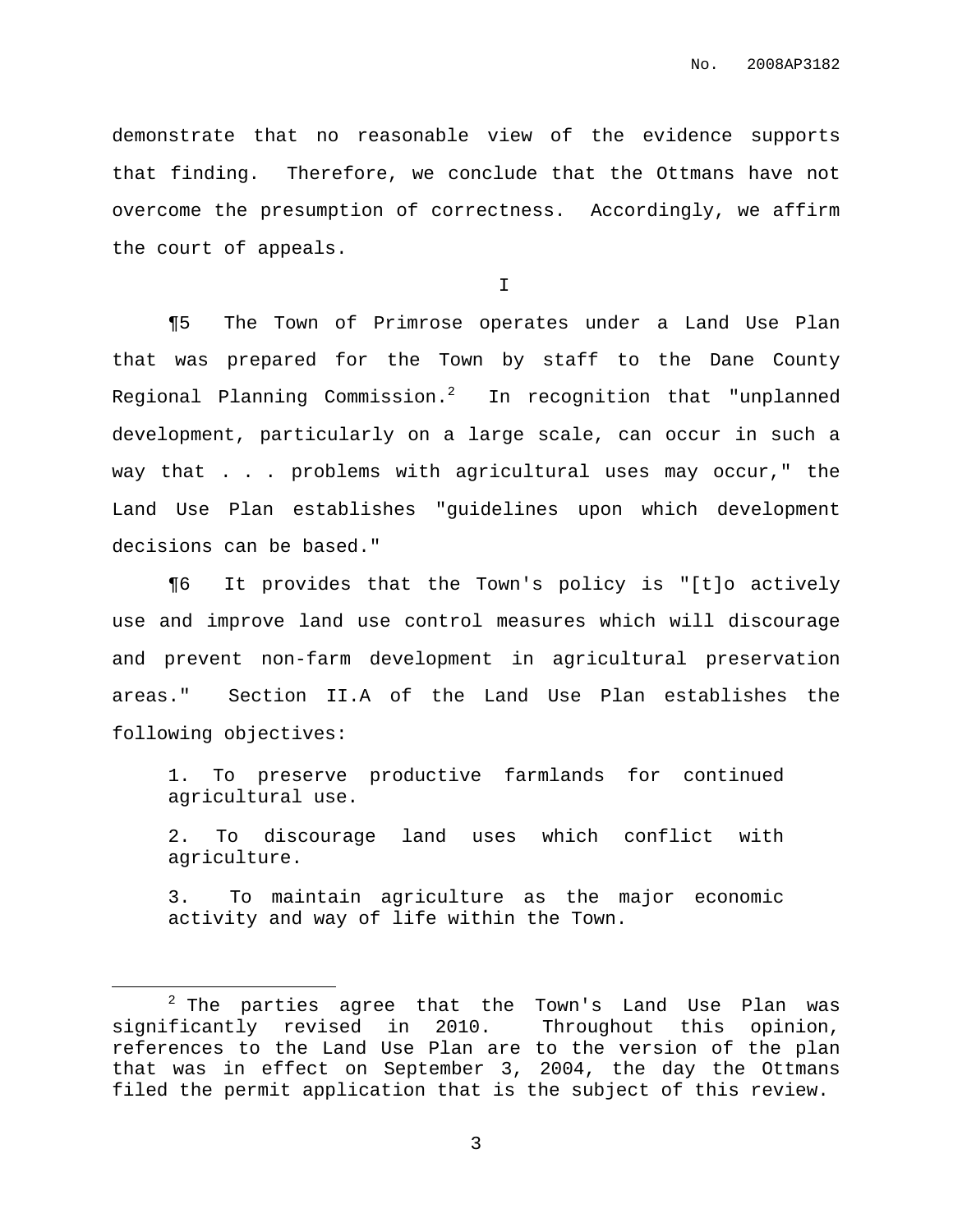demonstrate that no reasonable view of the evidence supports that finding. Therefore, we conclude that the Ottmans have not overcome the presumption of correctness. Accordingly, we affirm the court of appeals.

I

¶5 The Town of Primrose operates under a Land Use Plan that was prepared for the Town by staff to the Dane County Regional Planning Commission.[2] In recognition that "unplanned development, particularly on a large scale, can occur in such a way that . . . problems with agricultural uses may occur," the Land Use Plan establishes "guidelines upon which development decisions can be based."

¶6 It provides that the Town's policy is "[t]o actively use and improve land use control measures which will discourage and prevent non-farm development in agricultural preservation areas." Section II.A of the Land Use Plan establishes the following objectives:

> 1. To preserve productive farmlands for continued agricultural use.
>
> 2. To discourage land uses which conflict with agriculture.
>
> 3. To maintain agriculture as the major economic activity and way of life within the Town.

---

[2] The parties agree that the Town's Land Use Plan was significantly revised in 2010. Throughout this opinion, references to the Land Use Plan are to the version of the plan that was in effect on September 3, 2004, the day the Ottmans filed the permit application that is the subject of this review.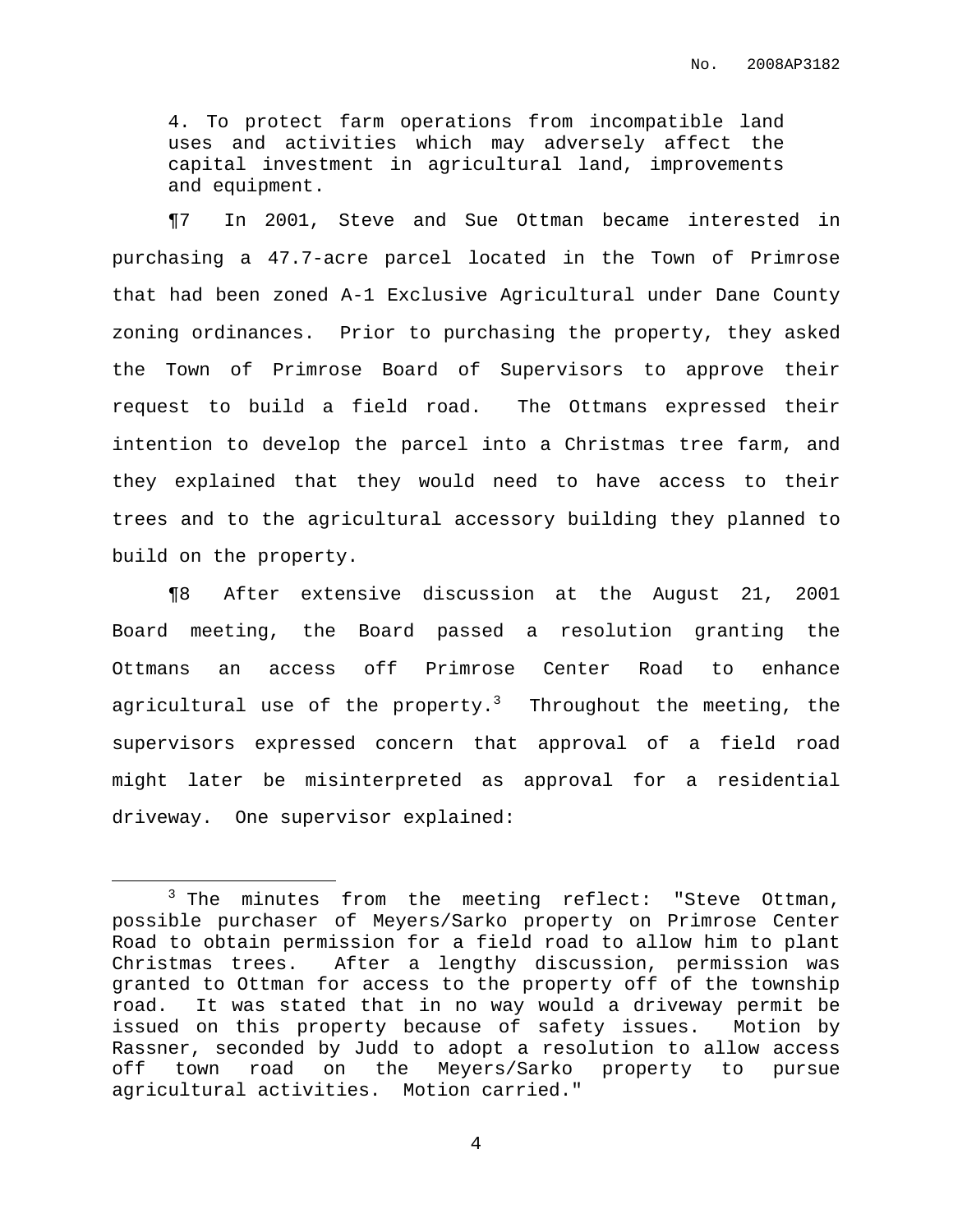4. To protect farm operations from incompatible land uses and activities which may adversely affect the capital investment in agricultural land, improvements and equipment.

¶7 In 2001, Steve and Sue Ottman became interested in purchasing a 47.7-acre parcel located in the Town of Primrose that had been zoned A-1 Exclusive Agricultural under Dane County zoning ordinances. Prior to purchasing the property, they asked the Town of Primrose Board of Supervisors to approve their request to build a field road. The Ottmans expressed their intention to develop the parcel into a Christmas tree farm, and they explained that they would need to have access to their trees and to the agricultural accessory building they planned to build on the property.

¶8 After extensive discussion at the August 21, 2001 Board meeting, the Board passed a resolution granting the Ottmans an access off Primrose Center Road to enhance agricultural use of the property.[3] Throughout the meeting, the supervisors expressed concern that approval of a field road might later be misinterpreted as approval for a residential driveway. One supervisor explained:

---

[3] The minutes from the meeting reflect: "Steve Ottman, possible purchaser of Meyers/Sarko property on Primrose Center Road to obtain permission for a field road to allow him to plant Christmas trees. After a lengthy discussion, permission was granted to Ottman for access to the property off of the township road. It was stated that in no way would a driveway permit be issued on this property because of safety issues. Motion by Rassner, seconded by Judd to adopt a resolution to allow access off town road on the Meyers/Sarko property to pursue agricultural activities. Motion carried."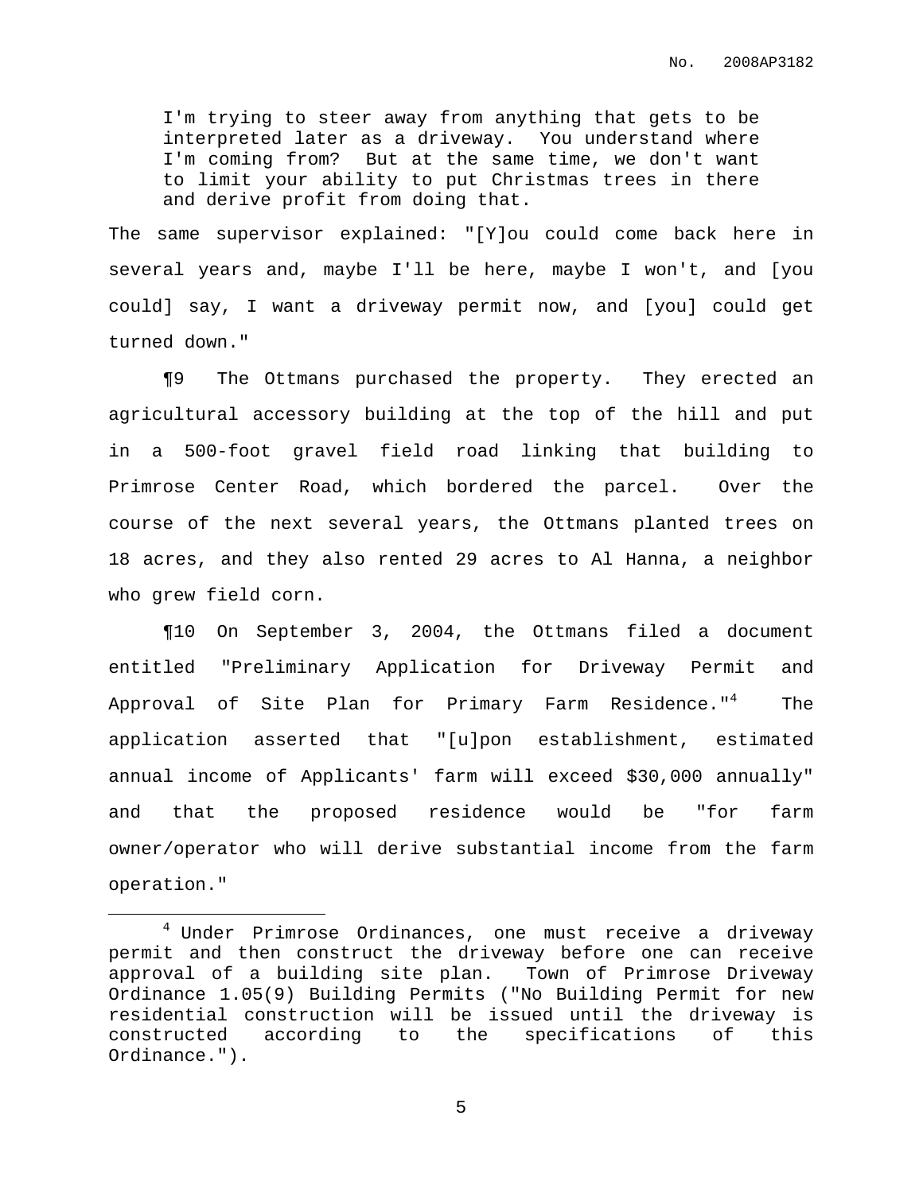> I'm trying to steer away from anything that gets to be interpreted later as a driveway. You understand where I'm coming from? But at the same time, we don't want to limit your ability to put Christmas trees in there and derive profit from doing that.

The same supervisor explained: "[Y]ou could come back here in several years and, maybe I'll be here, maybe I won't, and [you could] say, I want a driveway permit now, and [you] could get turned down."

¶9 The Ottmans purchased the property. They erected an agricultural accessory building at the top of the hill and put in a 500-foot gravel field road linking that building to Primrose Center Road, which bordered the parcel. Over the course of the next several years, the Ottmans planted trees on 18 acres, and they also rented 29 acres to Al Hanna, a neighbor who grew field corn.

¶10 On September 3, 2004, the Ottmans filed a document entitled "Preliminary Application for Driveway Permit and Approval of Site Plan for Primary Farm Residence."[4] The application asserted that "[u]pon establishment, estimated annual income of Applicants' farm will exceed $30,000 annually" and that the proposed residence would be "for farm owner/operator who will derive substantial income from the farm operation."

---

[4] Under Primrose Ordinances, one must receive a driveway permit and then construct the driveway before one can receive approval of a building site plan. Town of Primrose Driveway Ordinance 1.05(9) Building Permits ("No Building Permit for new residential construction will be issued until the driveway is constructed according to the specifications of this Ordinance.").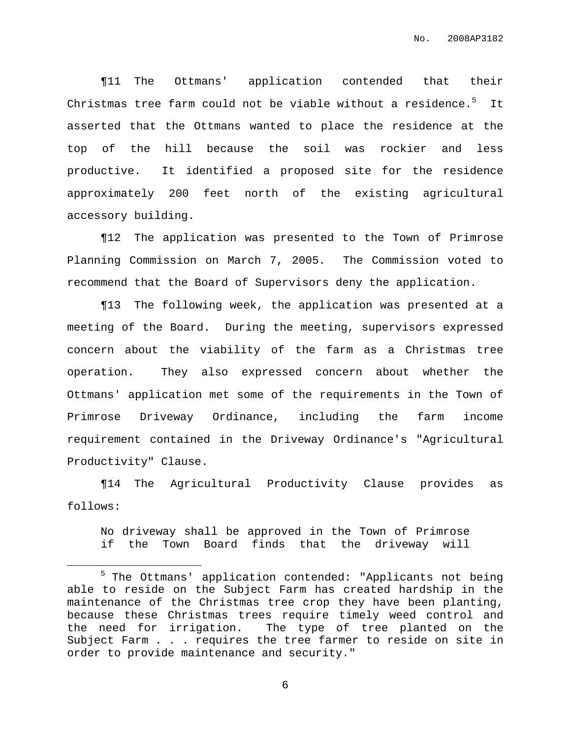¶11 The Ottmans' application contended that their Christmas tree farm could not be viable without a residence.[5] It asserted that the Ottmans wanted to place the residence at the top of the hill because the soil was rockier and less productive. It identified a proposed site for the residence approximately 200 feet north of the existing agricultural accessory building.

¶12 The application was presented to the Town of Primrose Planning Commission on March 7, 2005. The Commission voted to recommend that the Board of Supervisors deny the application.

¶13 The following week, the application was presented at a meeting of the Board. During the meeting, supervisors expressed concern about the viability of the farm as a Christmas tree operation. They also expressed concern about whether the Ottmans' application met some of the requirements in the Town of Primrose Driveway Ordinance, including the farm income requirement contained in the Driveway Ordinance's "Agricultural Productivity" Clause.

¶14 The Agricultural Productivity Clause provides as follows:

> No driveway shall be approved in the Town of Primrose if the Town Board finds that the driveway will

[5] The Ottmans' application contended: "Applicants not being able to reside on the Subject Farm has created hardship in the maintenance of the Christmas tree crop they have been planting, because these Christmas trees require timely weed control and the need for irrigation. The type of tree planted on the Subject Farm . . . requires the tree farmer to reside on site in order to provide maintenance and security."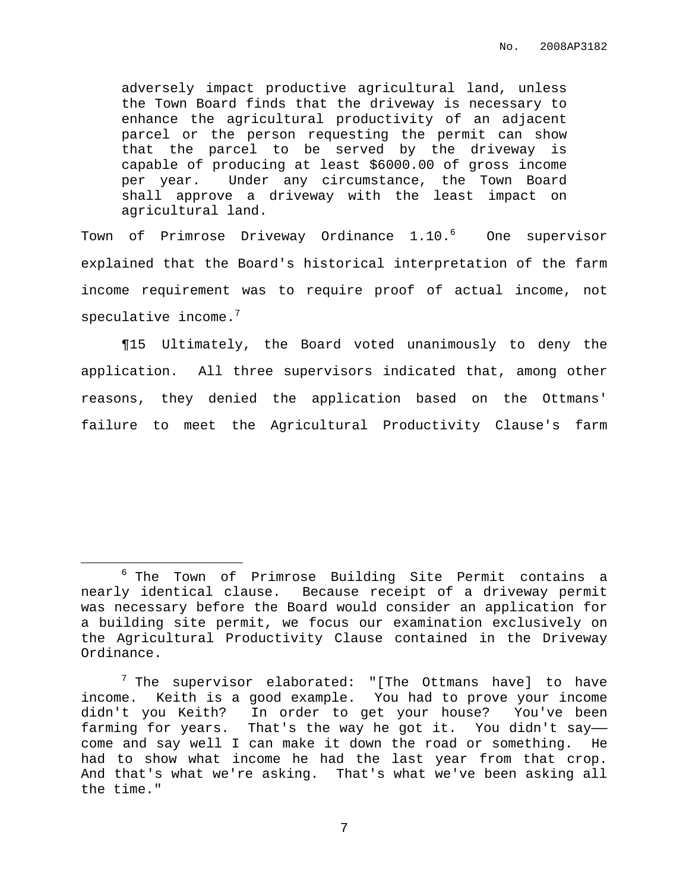> adversely impact productive agricultural land, unless the Town Board finds that the driveway is necessary to enhance the agricultural productivity of an adjacent parcel or the person requesting the permit can show that the parcel to be served by the driveway is capable of producing at least $6000.00 of gross income per year. Under any circumstance, the Town Board shall approve a driveway with the least impact on agricultural land.

Town of Primrose Driveway Ordinance 1.10.[6] One supervisor explained that the Board's historical interpretation of the farm income requirement was to require proof of actual income, not speculative income.[7]

¶15 Ultimately, the Board voted unanimously to deny the application. All three supervisors indicated that, among other reasons, they denied the application based on the Ottmans' failure to meet the Agricultural Productivity Clause's farm

---

[6] The Town of Primrose Building Site Permit contains a nearly identical clause. Because receipt of a driveway permit was necessary before the Board would consider an application for a building site permit, we focus our examination exclusively on the Agricultural Productivity Clause contained in the Driveway Ordinance.

[7] The supervisor elaborated: "[The Ottmans have] to have income. Keith is a good example. You had to prove your income didn't you Keith? In order to get your house? You've been farming for years. That's the way he got it. You didn't say—— come and say well I can make it down the road or something. He had to show what income he had the last year from that crop. And that's what we're asking. That's what we've been asking all the time."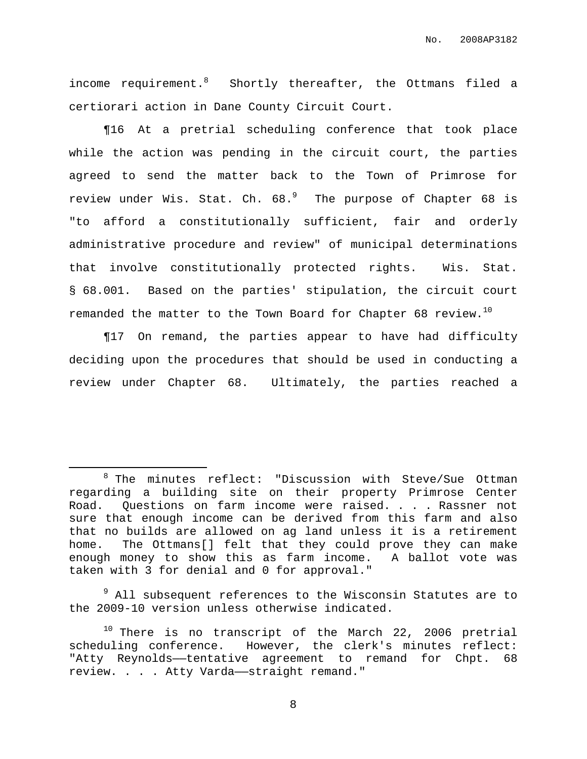income requirement.[8] Shortly thereafter, the Ottmans filed a certiorari action in Dane County Circuit Court.

¶16 At a pretrial scheduling conference that took place while the action was pending in the circuit court, the parties agreed to send the matter back to the Town of Primrose for review under Wis. Stat. Ch. 68.[9] The purpose of Chapter 68 is "to afford a constitutionally sufficient, fair and orderly administrative procedure and review" of municipal determinations that involve constitutionally protected rights. Wis. Stat. § 68.001. Based on the parties' stipulation, the circuit court remanded the matter to the Town Board for Chapter 68 review.[10]

¶17 On remand, the parties appear to have had difficulty deciding upon the procedures that should be used in conducting a review under Chapter 68. Ultimately, the parties reached a

---

[8] The minutes reflect: "Discussion with Steve/Sue Ottman regarding a building site on their property Primrose Center Road. Questions on farm income were raised. . . . Rassner not sure that enough income can be derived from this farm and also that no builds are allowed on ag land unless it is a retirement home. The Ottmans[] felt that they could prove they can make enough money to show this as farm income. A ballot vote was taken with 3 for denial and 0 for approval."

[9] All subsequent references to the Wisconsin Statutes are to the 2009-10 version unless otherwise indicated.

[10] There is no transcript of the March 22, 2006 pretrial scheduling conference. However, the clerk's minutes reflect: "Atty Reynolds——tentative agreement to remand for Chpt. 68 review. . . . Atty Varda——straight remand."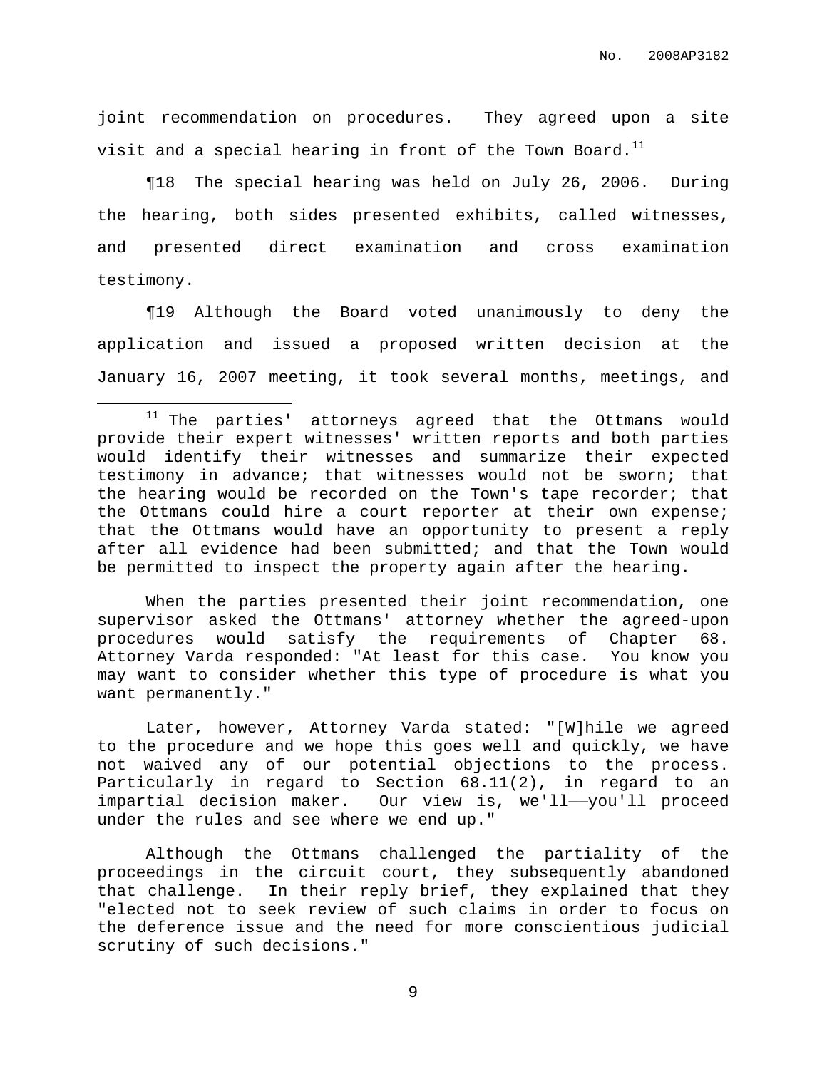joint recommendation on procedures. They agreed upon a site visit and a special hearing in front of the Town Board.[11]

¶18 The special hearing was held on July 26, 2006. During the hearing, both sides presented exhibits, called witnesses, and presented direct examination and cross examination testimony.

¶19 Although the Board voted unanimously to deny the application and issued a proposed written decision at the January 16, 2007 meeting, it took several months, meetings, and

---

[11] The parties' attorneys agreed that the Ottmans would provide their expert witnesses' written reports and both parties would identify their witnesses and summarize their expected testimony in advance; that witnesses would not be sworn; that the hearing would be recorded on the Town's tape recorder; that the Ottmans could hire a court reporter at their own expense; that the Ottmans would have an opportunity to present a reply after all evidence had been submitted; and that the Town would be permitted to inspect the property again after the hearing.

When the parties presented their joint recommendation, one supervisor asked the Ottmans' attorney whether the agreed-upon procedures would satisfy the requirements of Chapter 68. Attorney Varda responded: "At least for this case. You know you may want to consider whether this type of procedure is what you want permanently."

Later, however, Attorney Varda stated: "[W]hile we agreed to the procedure and we hope this goes well and quickly, we have not waived any of our potential objections to the process. Particularly in regard to Section 68.11(2), in regard to an impartial decision maker. Our view is, we'll——you'll proceed under the rules and see where we end up."

Although the Ottmans challenged the partiality of the proceedings in the circuit court, they subsequently abandoned that challenge. In their reply brief, they explained that they "elected not to seek review of such claims in order to focus on the deference issue and the need for more conscientious judicial scrutiny of such decisions."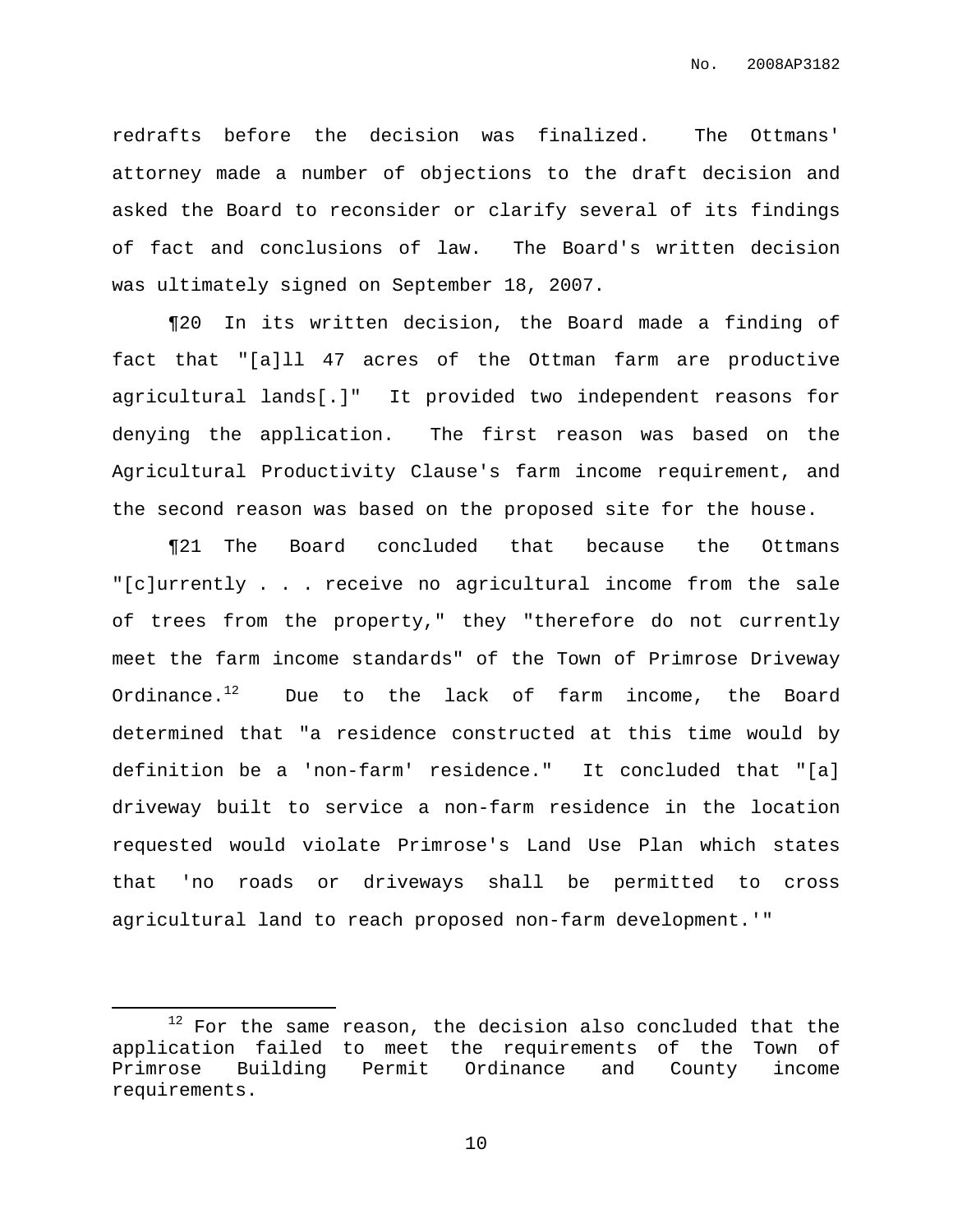redrafts before the decision was finalized. The Ottmans' attorney made a number of objections to the draft decision and asked the Board to reconsider or clarify several of its findings of fact and conclusions of law. The Board's written decision was ultimately signed on September 18, 2007.

¶20 In its written decision, the Board made a finding of fact that "[a]ll 47 acres of the Ottman farm are productive agricultural lands[.]" It provided two independent reasons for denying the application. The first reason was based on the Agricultural Productivity Clause's farm income requirement, and the second reason was based on the proposed site for the house.

¶21 The Board concluded that because the Ottmans "[c]urrently . . . receive no agricultural income from the sale of trees from the property," they "therefore do not currently meet the farm income standards" of the Town of Primrose Driveway Ordinance.[12] Due to the lack of farm income, the Board determined that "a residence constructed at this time would by definition be a 'non-farm' residence." It concluded that "[a] driveway built to service a non-farm residence in the location requested would violate Primrose's Land Use Plan which states that 'no roads or driveways shall be permitted to cross agricultural land to reach proposed non-farm development.'"

---

[12] For the same reason, the decision also concluded that the application failed to meet the requirements of the Town of Primrose Building Permit Ordinance and County income requirements.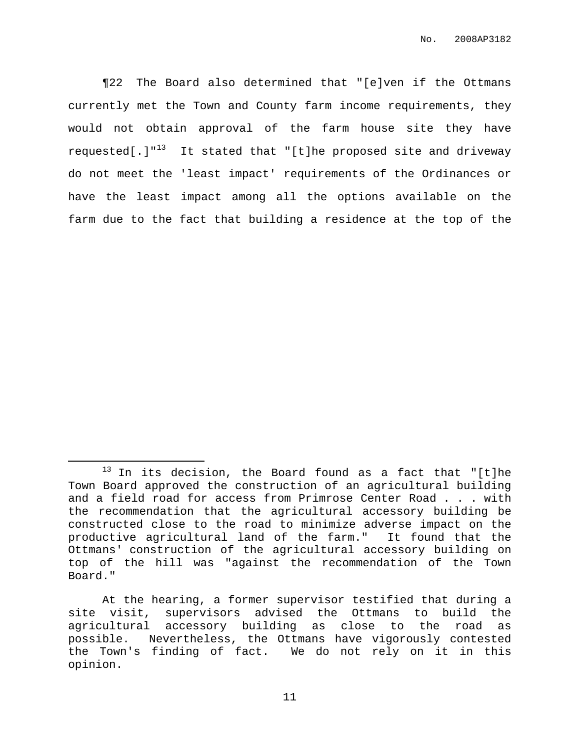¶22 The Board also determined that "[e]ven if the Ottmans currently met the Town and County farm income requirements, they would not obtain approval of the farm house site they have requested[.]"[13] It stated that "[t]he proposed site and driveway do not meet the 'least impact' requirements of the Ordinances or have the least impact among all the options available on the farm due to the fact that building a residence at the top of the

---

[13] In its decision, the Board found as a fact that "[t]he Town Board approved the construction of an agricultural building and a field road for access from Primrose Center Road . . . with the recommendation that the agricultural accessory building be constructed close to the road to minimize adverse impact on the productive agricultural land of the farm." It found that the Ottmans' construction of the agricultural accessory building on top of the hill was "against the recommendation of the Town Board."

At the hearing, a former supervisor testified that during a site visit, supervisors advised the Ottmans to build the agricultural accessory building as close to the road as possible. Nevertheless, the Ottmans have vigorously contested the Town's finding of fact. We do not rely on it in this opinion.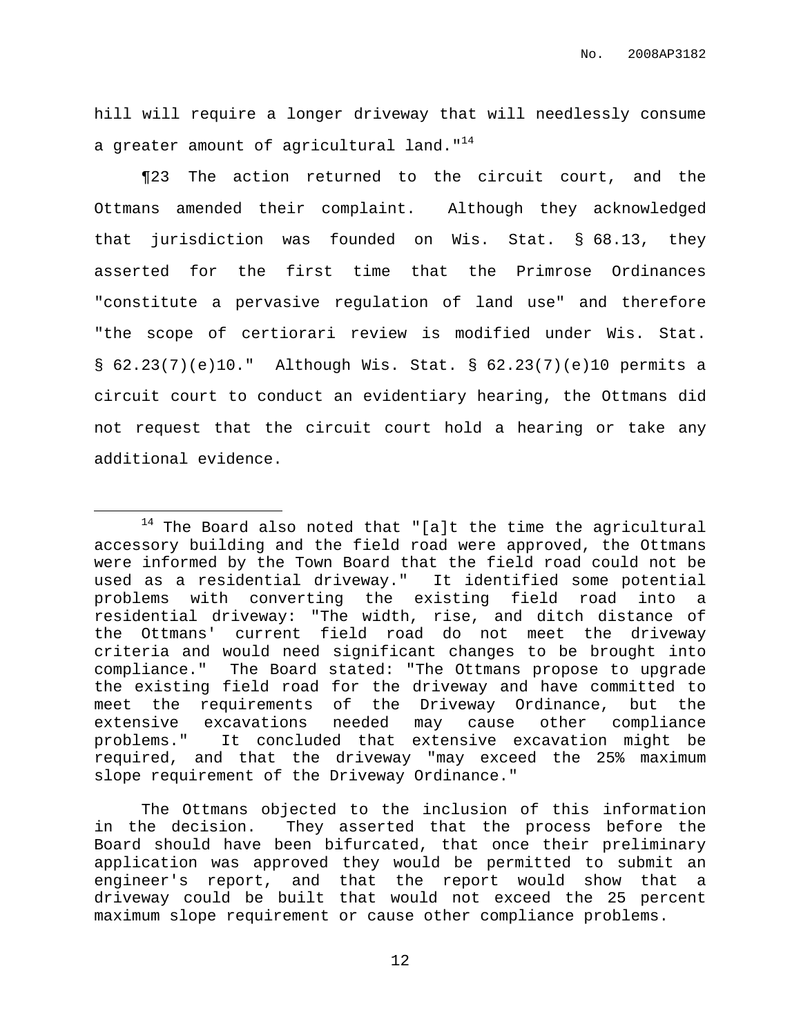hill will require a longer driveway that will needlessly consume a greater amount of agricultural land."[14]

¶23 The action returned to the circuit court, and the Ottmans amended their complaint. Although they acknowledged that jurisdiction was founded on Wis. Stat. § 68.13, they asserted for the first time that the Primrose Ordinances "constitute a pervasive regulation of land use" and therefore "the scope of certiorari review is modified under Wis. Stat. § 62.23(7)(e)10." Although Wis. Stat. § 62.23(7)(e)10 permits a circuit court to conduct an evidentiary hearing, the Ottmans did not request that the circuit court hold a hearing or take any additional evidence.

---

[14] The Board also noted that "[a]t the time the agricultural accessory building and the field road were approved, the Ottmans were informed by the Town Board that the field road could not be used as a residential driveway." It identified some potential problems with converting the existing field road into a residential driveway: "The width, rise, and ditch distance of the Ottmans' current field road do not meet the driveway criteria and would need significant changes to be brought into compliance." The Board stated: "The Ottmans propose to upgrade the existing field road for the driveway and have committed to meet the requirements of the Driveway Ordinance, but the extensive excavations needed may cause other compliance problems." It concluded that extensive excavation might be required, and that the driveway "may exceed the 25% maximum slope requirement of the Driveway Ordinance."

The Ottmans objected to the inclusion of this information in the decision. They asserted that the process before the Board should have been bifurcated, that once their preliminary application was approved they would be permitted to submit an engineer's report, and that the report would show that a driveway could be built that would not exceed the 25 percent maximum slope requirement or cause other compliance problems.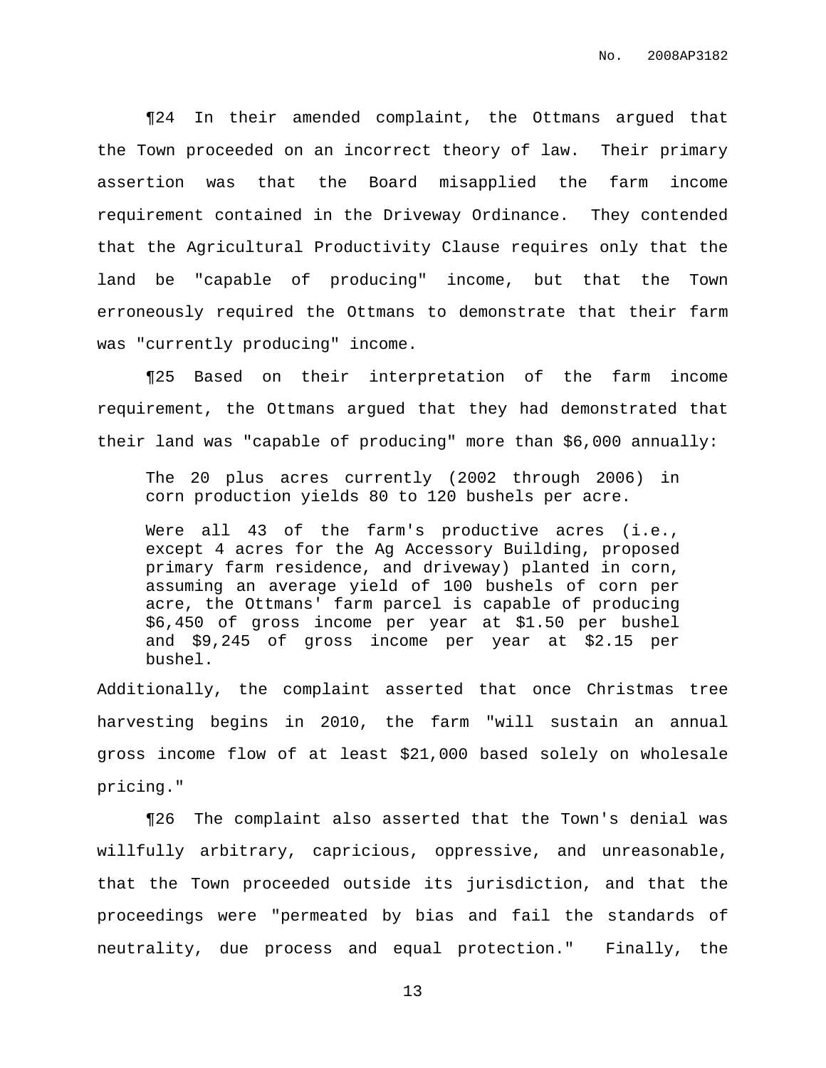¶24 In their amended complaint, the Ottmans argued that the Town proceeded on an incorrect theory of law. Their primary assertion was that the Board misapplied the farm income requirement contained in the Driveway Ordinance. They contended that the Agricultural Productivity Clause requires only that the land be "capable of producing" income, but that the Town erroneously required the Ottmans to demonstrate that their farm was "currently producing" income.

¶25 Based on their interpretation of the farm income requirement, the Ottmans argued that they had demonstrated that their land was "capable of producing" more than $6,000 annually:

> The 20 plus acres currently (2002 through 2006) in corn production yields 80 to 120 bushels per acre.
>
> Were all 43 of the farm's productive acres (i.e., except 4 acres for the Ag Accessory Building, proposed primary farm residence, and driveway) planted in corn, assuming an average yield of 100 bushels of corn per acre, the Ottmans' farm parcel is capable of producing $6,450 of gross income per year at $1.50 per bushel and $9,245 of gross income per year at $2.15 per bushel.

Additionally, the complaint asserted that once Christmas tree harvesting begins in 2010, the farm "will sustain an annual gross income flow of at least $21,000 based solely on wholesale pricing."

¶26 The complaint also asserted that the Town's denial was willfully arbitrary, capricious, oppressive, and unreasonable, that the Town proceeded outside its jurisdiction, and that the proceedings were "permeated by bias and fail the standards of neutrality, due process and equal protection." Finally, the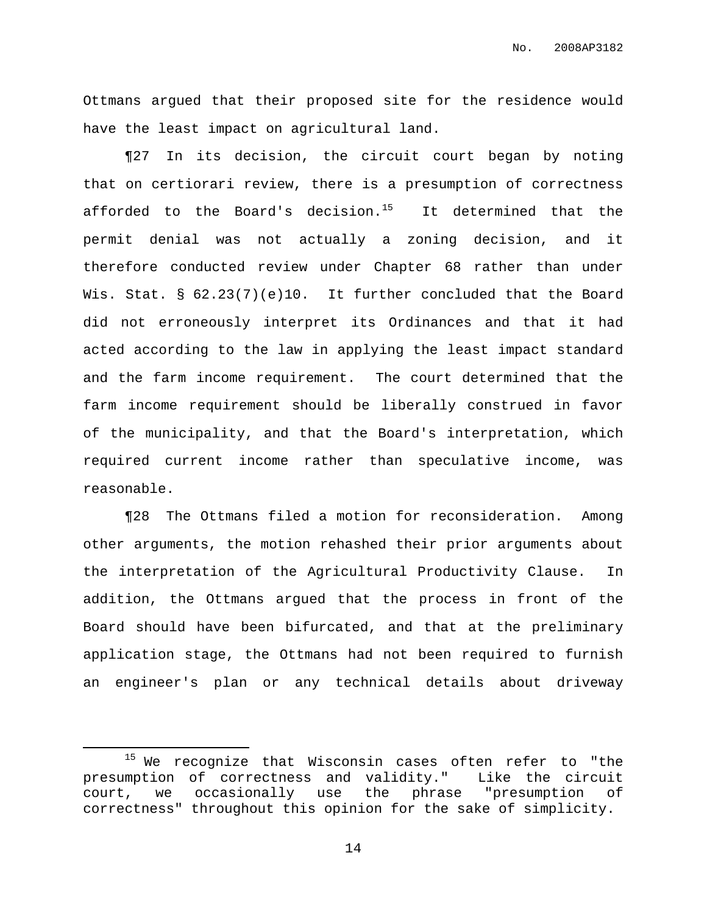Ottmans argued that their proposed site for the residence would have the least impact on agricultural land.

¶27 In its decision, the circuit court began by noting that on certiorari review, there is a presumption of correctness afforded to the Board's decision.[15] It determined that the permit denial was not actually a zoning decision, and it therefore conducted review under Chapter 68 rather than under Wis. Stat. § 62.23(7)(e)10. It further concluded that the Board did not erroneously interpret its Ordinances and that it had acted according to the law in applying the least impact standard and the farm income requirement. The court determined that the farm income requirement should be liberally construed in favor of the municipality, and that the Board's interpretation, which required current income rather than speculative income, was reasonable.

¶28 The Ottmans filed a motion for reconsideration. Among other arguments, the motion rehashed their prior arguments about the interpretation of the Agricultural Productivity Clause. In addition, the Ottmans argued that the process in front of the Board should have been bifurcated, and that at the preliminary application stage, the Ottmans had not been required to furnish an engineer's plan or any technical details about driveway

---

[15] We recognize that Wisconsin cases often refer to "the presumption of correctness and validity." Like the circuit court, we occasionally use the phrase "presumption of correctness" throughout this opinion for the sake of simplicity.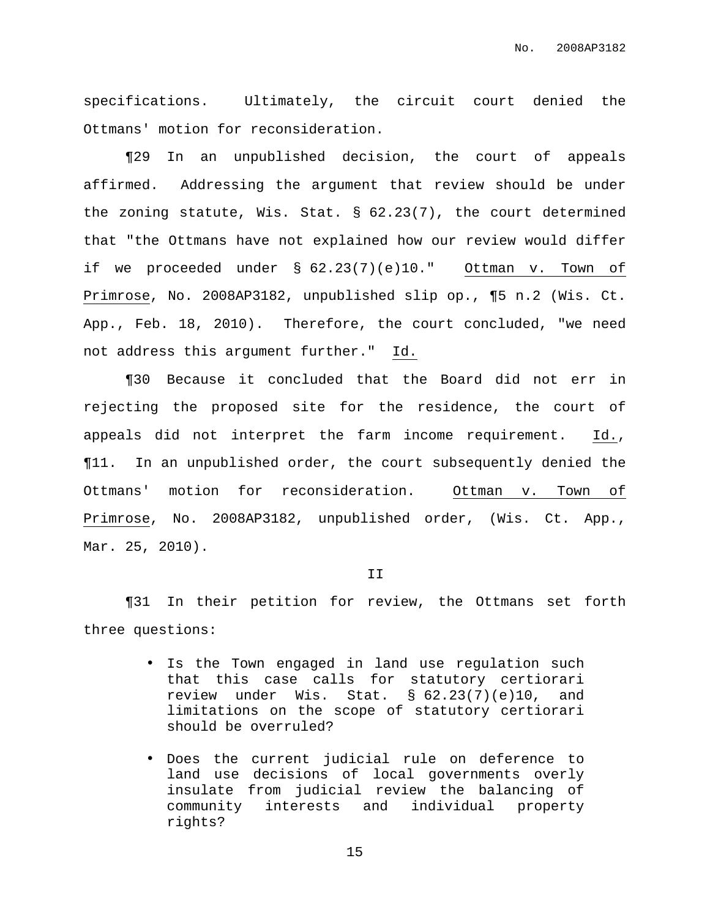specifications. Ultimately, the circuit court denied the Ottmans' motion for reconsideration.

¶29 In an unpublished decision, the court of appeals affirmed. Addressing the argument that review should be under the zoning statute, Wis. Stat. § 62.23(7), the court determined that "the Ottmans have not explained how our review would differ if we proceeded under § 62.23(7)(e)10." Ottman v. Town of Primrose, No. 2008AP3182, unpublished slip op., ¶5 n.2 (Wis. Ct. App., Feb. 18, 2010). Therefore, the court concluded, "we need not address this argument further." Id.

¶30 Because it concluded that the Board did not err in rejecting the proposed site for the residence, the court of appeals did not interpret the farm income requirement. Id., ¶11. In an unpublished order, the court subsequently denied the Ottmans' motion for reconsideration. Ottman v. Town of Primrose, No. 2008AP3182, unpublished order, (Wis. Ct. App., Mar. 25, 2010).

## II

¶31 In their petition for review, the Ottmans set forth three questions:

- Is the Town engaged in land use regulation such that this case calls for statutory certiorari review under Wis. Stat. § 62.23(7)(e)10, and limitations on the scope of statutory certiorari should be overruled?
- Does the current judicial rule on deference to land use decisions of local governments overly insulate from judicial review the balancing of community interests and individual property rights?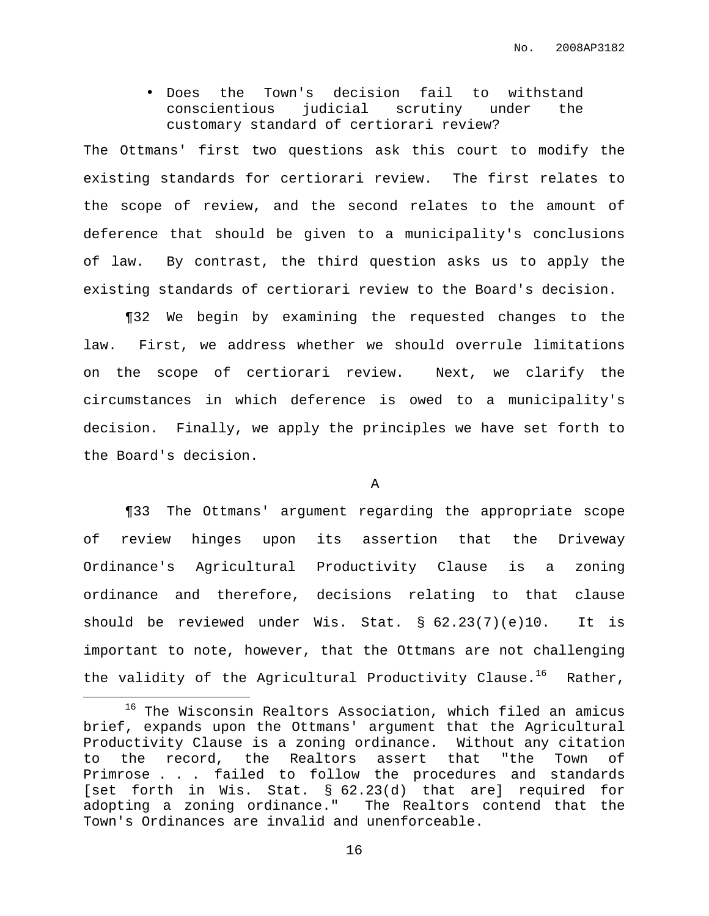- Does the Town's decision fail to withstand conscientious judicial scrutiny under the customary standard of certiorari review?

The Ottmans' first two questions ask this court to modify the existing standards for certiorari review. The first relates to the scope of review, and the second relates to the amount of deference that should be given to a municipality's conclusions of law. By contrast, the third question asks us to apply the existing standards of certiorari review to the Board's decision.

¶32 We begin by examining the requested changes to the law. First, we address whether we should overrule limitations on the scope of certiorari review. Next, we clarify the circumstances in which deference is owed to a municipality's decision. Finally, we apply the principles we have set forth to the Board's decision.

A

¶33 The Ottmans' argument regarding the appropriate scope of review hinges upon its assertion that the Driveway Ordinance's Agricultural Productivity Clause is a zoning ordinance and therefore, decisions relating to that clause should be reviewed under Wis. Stat. § 62.23(7)(e)10. It is important to note, however, that the Ottmans are not challenging the validity of the Agricultural Productivity Clause.[16] Rather,

---

[16] The Wisconsin Realtors Association, which filed an amicus brief, expands upon the Ottmans' argument that the Agricultural Productivity Clause is a zoning ordinance. Without any citation to the record, the Realtors assert that "the Town of Primrose . . . failed to follow the procedures and standards [set forth in Wis. Stat. § 62.23(d) that are] required for adopting a zoning ordinance." The Realtors contend that the Town's Ordinances are invalid and unenforceable.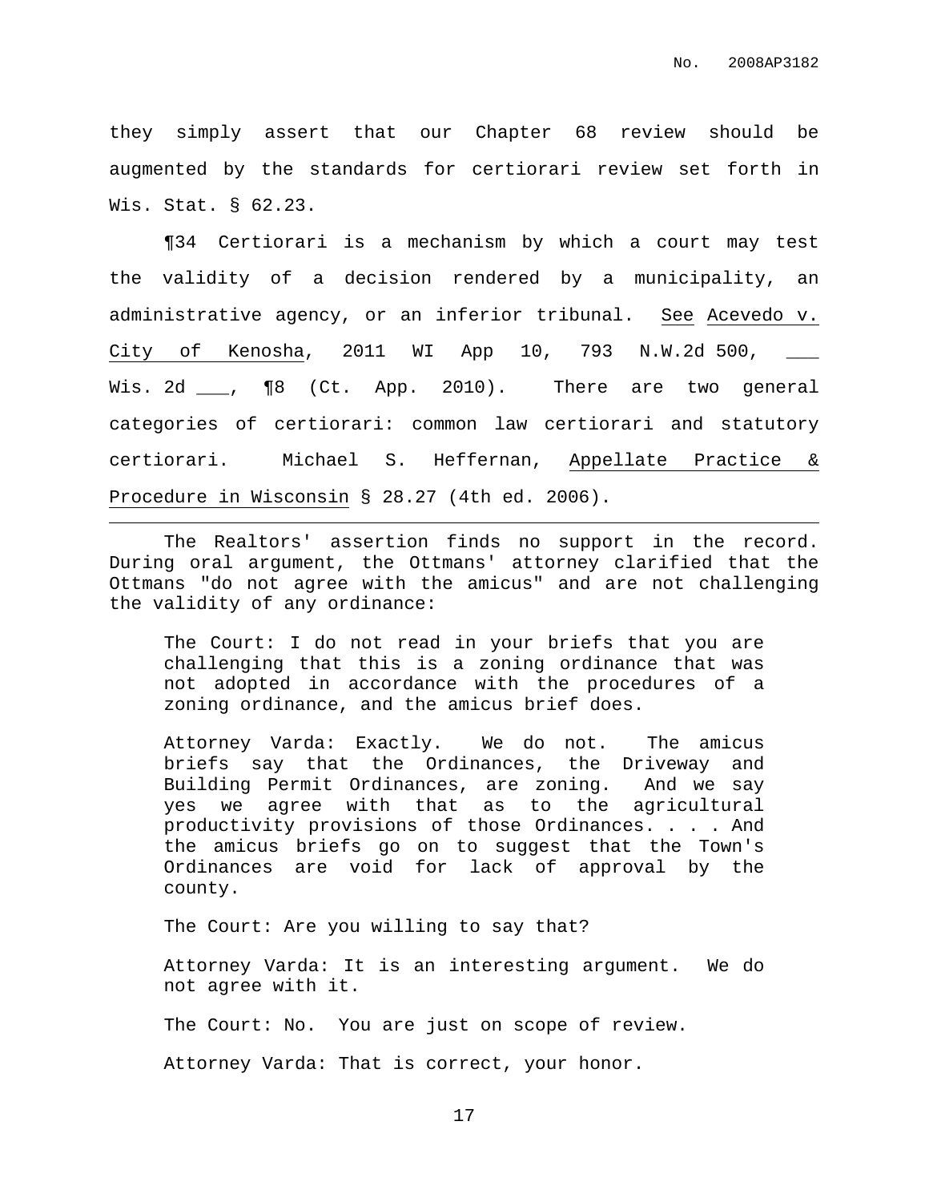they simply assert that our Chapter 68 review should be augmented by the standards for certiorari review set forth in Wis. Stat. § 62.23.

¶34 Certiorari is a mechanism by which a court may test the validity of a decision rendered by a municipality, an administrative agency, or an inferior tribunal. See Acevedo v. City of Kenosha, 2011 WI App 10, 793 N.W.2d 500, ___ Wis. 2d ___, ¶8 (Ct. App. 2010). There are two general categories of certiorari: common law certiorari and statutory certiorari. Michael S. Heffernan, Appellate Practice & Procedure in Wisconsin § 28.27 (4th ed. 2006).

---

The Realtors' assertion finds no support in the record. During oral argument, the Ottmans' attorney clarified that the Ottmans "do not agree with the amicus" and are not challenging the validity of any ordinance:

> The Court: I do not read in your briefs that you are challenging that this is a zoning ordinance that was not adopted in accordance with the procedures of a zoning ordinance, and the amicus brief does.
>
> Attorney Varda: Exactly. We do not. The amicus briefs say that the Ordinances, the Driveway and Building Permit Ordinances, are zoning. And we say yes we agree with that as to the agricultural productivity provisions of those Ordinances. . . . And the amicus briefs go on to suggest that the Town's Ordinances are void for lack of approval by the county.
>
> The Court: Are you willing to say that?
>
> Attorney Varda: It is an interesting argument. We do not agree with it.
>
> The Court: No. You are just on scope of review.
>
> Attorney Varda: That is correct, your honor.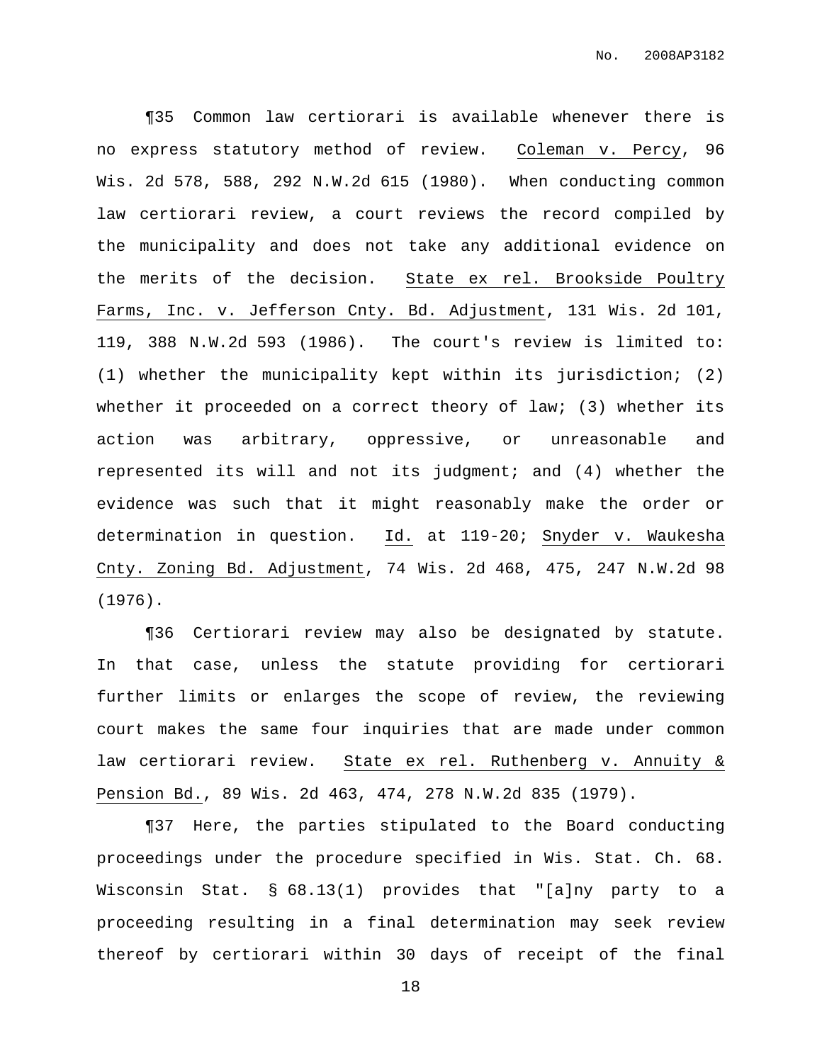¶35 Common law certiorari is available whenever there is no express statutory method of review. Coleman v. Percy, 96 Wis. 2d 578, 588, 292 N.W.2d 615 (1980). When conducting common law certiorari review, a court reviews the record compiled by the municipality and does not take any additional evidence on the merits of the decision. State ex rel. Brookside Poultry Farms, Inc. v. Jefferson Cnty. Bd. Adjustment, 131 Wis. 2d 101, 119, 388 N.W.2d 593 (1986). The court's review is limited to: (1) whether the municipality kept within its jurisdiction; (2) whether it proceeded on a correct theory of law; (3) whether its action was arbitrary, oppressive, or unreasonable and represented its will and not its judgment; and (4) whether the evidence was such that it might reasonably make the order or determination in question. Id. at 119-20; Snyder v. Waukesha Cnty. Zoning Bd. Adjustment, 74 Wis. 2d 468, 475, 247 N.W.2d 98 (1976).

¶36 Certiorari review may also be designated by statute. In that case, unless the statute providing for certiorari further limits or enlarges the scope of review, the reviewing court makes the same four inquiries that are made under common law certiorari review. State ex rel. Ruthenberg v. Annuity & Pension Bd., 89 Wis. 2d 463, 474, 278 N.W.2d 835 (1979).

¶37 Here, the parties stipulated to the Board conducting proceedings under the procedure specified in Wis. Stat. Ch. 68. Wisconsin Stat. § 68.13(1) provides that "[a]ny party to a proceeding resulting in a final determination may seek review thereof by certiorari within 30 days of receipt of the final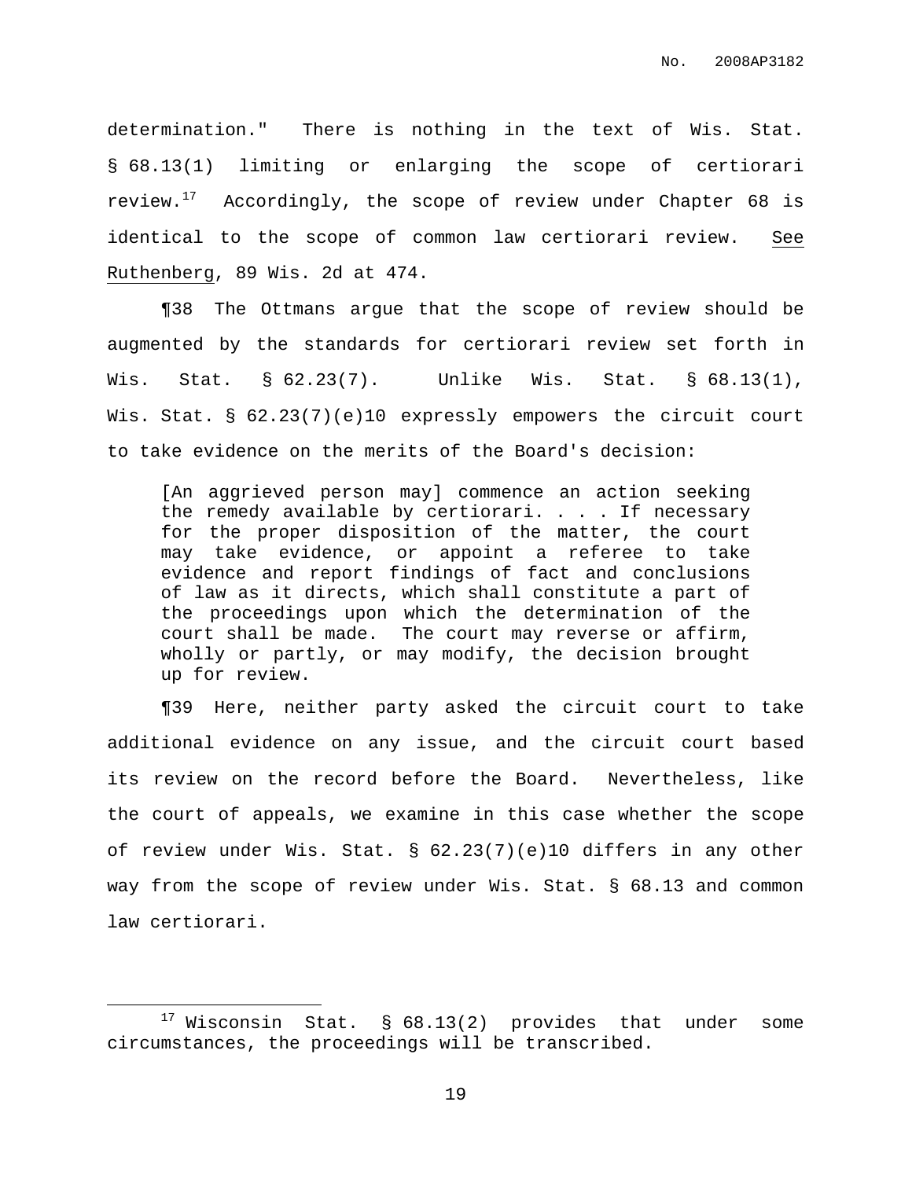determination." There is nothing in the text of Wis. Stat. § 68.13(1) limiting or enlarging the scope of certiorari review.[17] Accordingly, the scope of review under Chapter 68 is identical to the scope of common law certiorari review. See Ruthenberg, 89 Wis. 2d at 474.

¶38 The Ottmans argue that the scope of review should be augmented by the standards for certiorari review set forth in Wis. Stat. § 62.23(7). Unlike Wis. Stat. § 68.13(1), Wis. Stat. § 62.23(7)(e)10 expressly empowers the circuit court to take evidence on the merits of the Board's decision:

> [An aggrieved person may] commence an action seeking the remedy available by certiorari. . . . If necessary for the proper disposition of the matter, the court may take evidence, or appoint a referee to take evidence and report findings of fact and conclusions of law as it directs, which shall constitute a part of the proceedings upon which the determination of the court shall be made. The court may reverse or affirm, wholly or partly, or may modify, the decision brought up for review.

¶39 Here, neither party asked the circuit court to take additional evidence on any issue, and the circuit court based its review on the record before the Board. Nevertheless, like the court of appeals, we examine in this case whether the scope of review under Wis. Stat. § 62.23(7)(e)10 differs in any other way from the scope of review under Wis. Stat. § 68.13 and common law certiorari.

---

[17] Wisconsin Stat. § 68.13(2) provides that under some circumstances, the proceedings will be transcribed.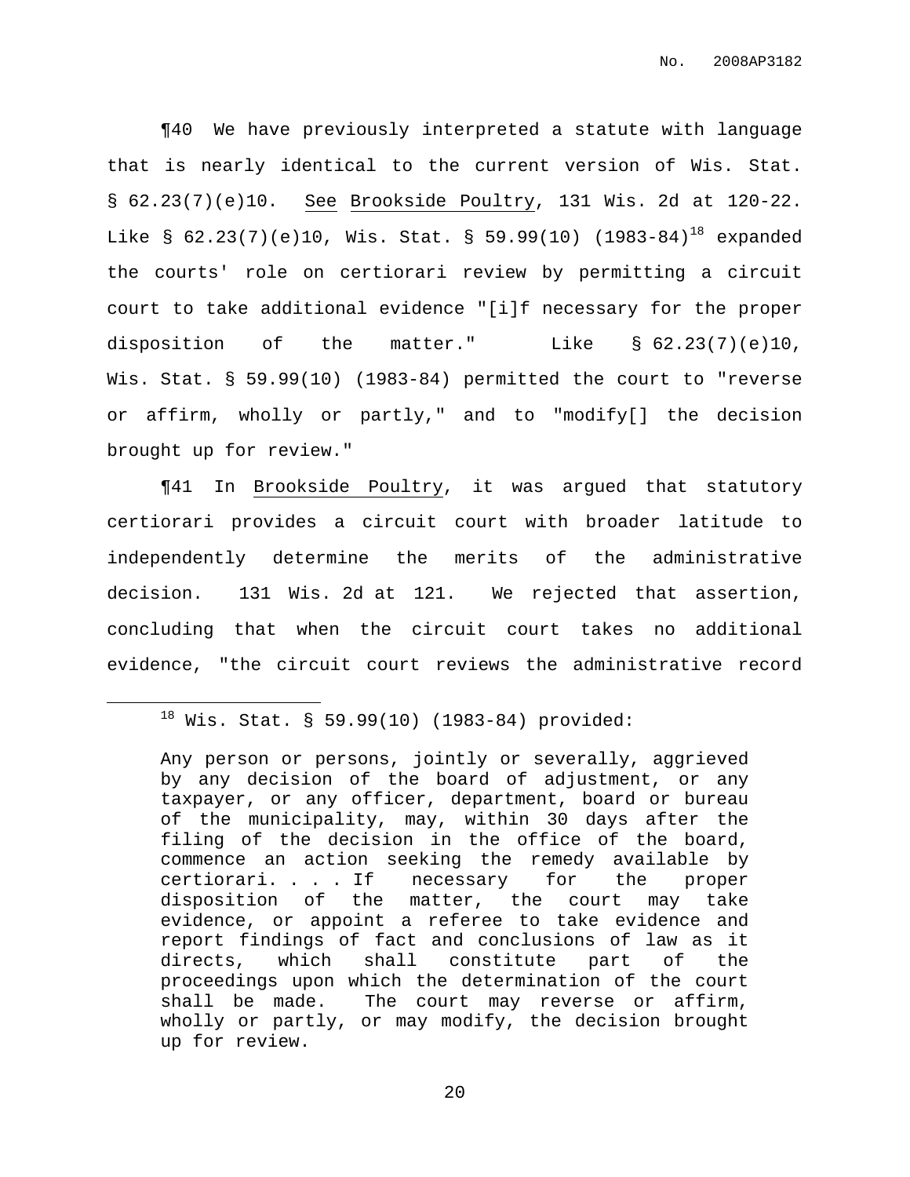¶40 We have previously interpreted a statute with language that is nearly identical to the current version of Wis. Stat. § 62.23(7)(e)10. See Brookside Poultry, 131 Wis. 2d at 120-22. Like § 62.23(7)(e)10, Wis. Stat. § 59.99(10) (1983-84)[18] expanded the courts' role on certiorari review by permitting a circuit court to take additional evidence "[i]f necessary for the proper disposition of the matter." Like § 62.23(7)(e)10, Wis. Stat. § 59.99(10) (1983-84) permitted the court to "reverse or affirm, wholly or partly," and to "modify[] the decision brought up for review."

¶41 In Brookside Poultry, it was argued that statutory certiorari provides a circuit court with broader latitude to independently determine the merits of the administrative decision. 131 Wis. 2d at 121. We rejected that assertion, concluding that when the circuit court takes no additional evidence, "the circuit court reviews the administrative record

---

[18] Wis. Stat. § 59.99(10) (1983-84) provided:

> Any person or persons, jointly or severally, aggrieved by any decision of the board of adjustment, or any taxpayer, or any officer, department, board or bureau of the municipality, may, within 30 days after the filing of the decision in the office of the board, commence an action seeking the remedy available by certiorari. . . . If necessary for the proper disposition of the matter, the court may take evidence, or appoint a referee to take evidence and report findings of fact and conclusions of law as it directs, which shall constitute part of the proceedings upon which the determination of the court shall be made. The court may reverse or affirm, wholly or partly, or may modify, the decision brought up for review.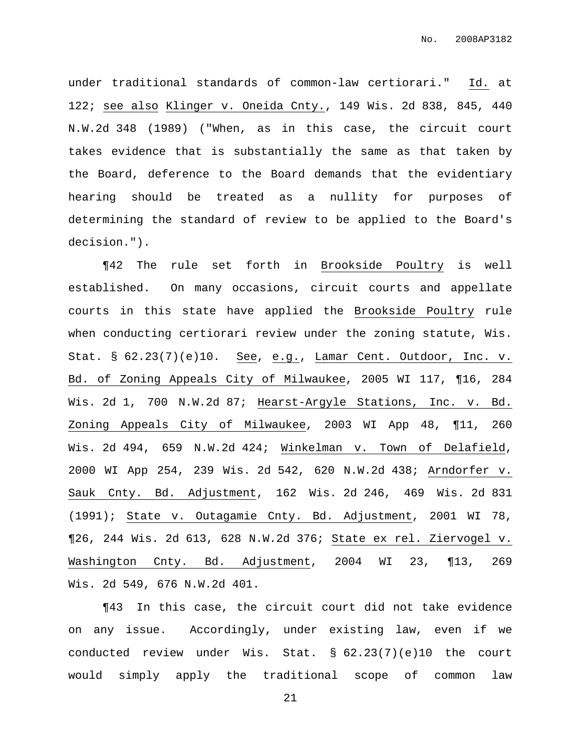under traditional standards of common-law certiorari." Id. at 122; see also Klinger v. Oneida Cnty., 149 Wis. 2d 838, 845, 440 N.W.2d 348 (1989) ("When, as in this case, the circuit court takes evidence that is substantially the same as that taken by the Board, deference to the Board demands that the evidentiary hearing should be treated as a nullity for purposes of determining the standard of review to be applied to the Board's decision.").

¶42 The rule set forth in Brookside Poultry is well established. On many occasions, circuit courts and appellate courts in this state have applied the Brookside Poultry rule when conducting certiorari review under the zoning statute, Wis. Stat. § 62.23(7)(e)10. See, e.g., Lamar Cent. Outdoor, Inc. v. Bd. of Zoning Appeals City of Milwaukee, 2005 WI 117, ¶16, 284 Wis. 2d 1, 700 N.W.2d 87; Hearst-Argyle Stations, Inc. v. Bd. Zoning Appeals City of Milwaukee, 2003 WI App 48, ¶11, 260 Wis. 2d 494, 659 N.W.2d 424; Winkelman v. Town of Delafield, 2000 WI App 254, 239 Wis. 2d 542, 620 N.W.2d 438; Arndorfer v. Sauk Cnty. Bd. Adjustment, 162 Wis. 2d 246, 469 Wis. 2d 831 (1991); State v. Outagamie Cnty. Bd. Adjustment, 2001 WI 78, ¶26, 244 Wis. 2d 613, 628 N.W.2d 376; State ex rel. Ziervogel v. Washington Cnty. Bd. Adjustment, 2004 WI 23, ¶13, 269 Wis. 2d 549, 676 N.W.2d 401.

¶43 In this case, the circuit court did not take evidence on any issue. Accordingly, under existing law, even if we conducted review under Wis. Stat. § 62.23(7)(e)10 the court would simply apply the traditional scope of common law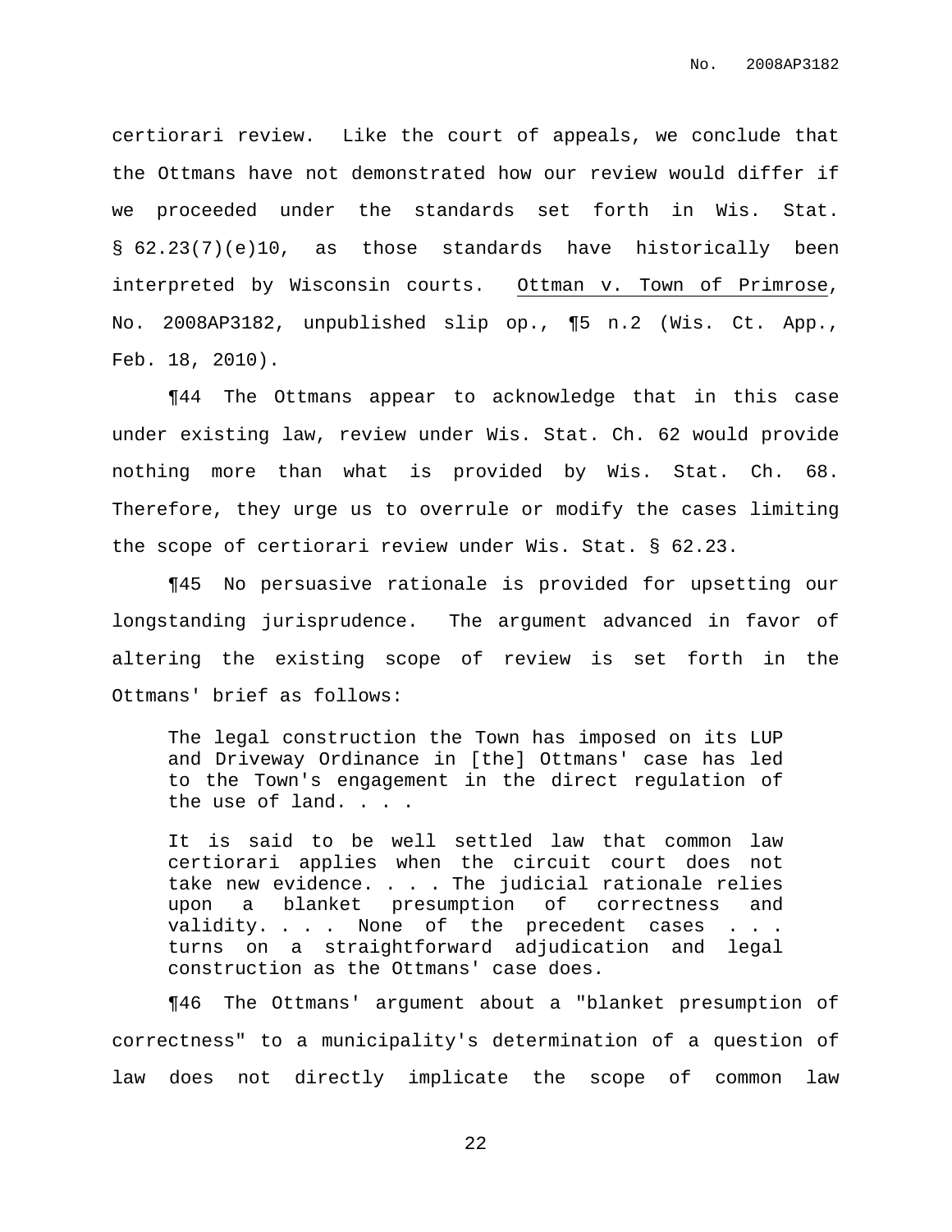certiorari review. Like the court of appeals, we conclude that the Ottmans have not demonstrated how our review would differ if we proceeded under the standards set forth in Wis. Stat. § 62.23(7)(e)10, as those standards have historically been interpreted by Wisconsin courts. Ottman v. Town of Primrose, No. 2008AP3182, unpublished slip op., ¶5 n.2 (Wis. Ct. App., Feb. 18, 2010).

¶44 The Ottmans appear to acknowledge that in this case under existing law, review under Wis. Stat. Ch. 62 would provide nothing more than what is provided by Wis. Stat. Ch. 68. Therefore, they urge us to overrule or modify the cases limiting the scope of certiorari review under Wis. Stat. § 62.23.

¶45 No persuasive rationale is provided for upsetting our longstanding jurisprudence. The argument advanced in favor of altering the existing scope of review is set forth in the Ottmans' brief as follows:

> The legal construction the Town has imposed on its LUP and Driveway Ordinance in [the] Ottmans' case has led to the Town's engagement in the direct regulation of the use of land. . . .
>
> It is said to be well settled law that common law certiorari applies when the circuit court does not take new evidence. . . . The judicial rationale relies upon a blanket presumption of correctness and validity. . . . None of the precedent cases . . . turns on a straightforward adjudication and legal construction as the Ottmans' case does.

¶46 The Ottmans' argument about a "blanket presumption of correctness" to a municipality's determination of a question of law does not directly implicate the scope of common law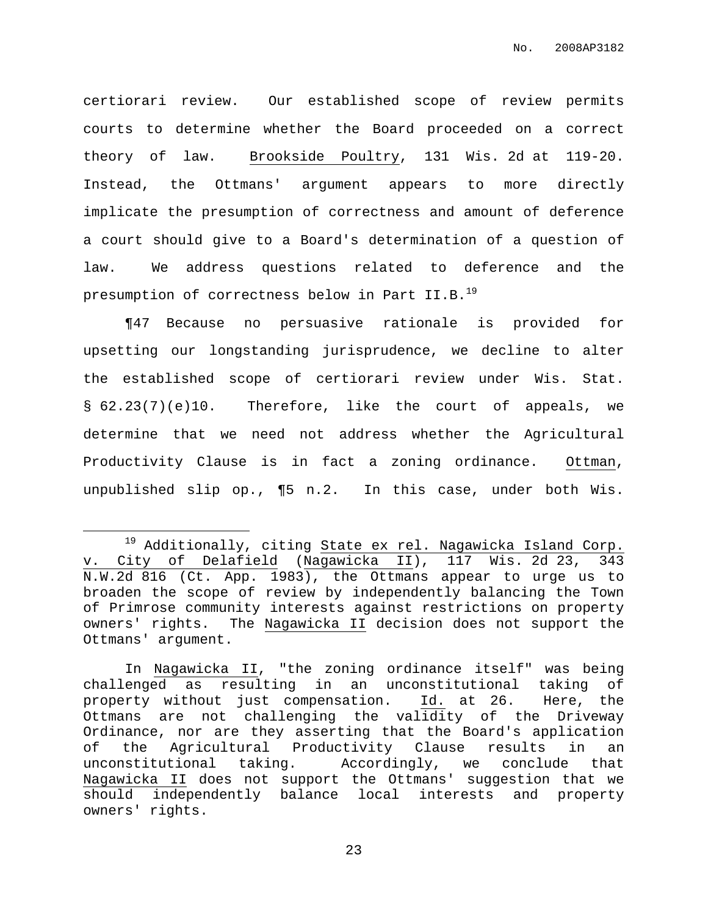certiorari review. Our established scope of review permits courts to determine whether the Board proceeded on a correct theory of law. Brookside Poultry, 131 Wis. 2d at 119-20. Instead, the Ottmans' argument appears to more directly implicate the presumption of correctness and amount of deference a court should give to a Board's determination of a question of law. We address questions related to deference and the presumption of correctness below in Part II.B.[19]

¶47 Because no persuasive rationale is provided for upsetting our longstanding jurisprudence, we decline to alter the established scope of certiorari review under Wis. Stat. § 62.23(7)(e)10. Therefore, like the court of appeals, we determine that we need not address whether the Agricultural Productivity Clause is in fact a zoning ordinance. Ottman, unpublished slip op., ¶5 n.2. In this case, under both Wis.

---

[19] Additionally, citing State ex rel. Nagawicka Island Corp. v. City of Delafield (Nagawicka II), 117 Wis. 2d 23, 343 N.W.2d 816 (Ct. App. 1983), the Ottmans appear to urge us to broaden the scope of review by independently balancing the Town of Primrose community interests against restrictions on property owners' rights. The Nagawicka II decision does not support the Ottmans' argument.

In Nagawicka II, "the zoning ordinance itself" was being challenged as resulting in an unconstitutional taking of property without just compensation. Id. at 26. Here, the Ottmans are not challenging the validity of the Driveway Ordinance, nor are they asserting that the Board's application of the Agricultural Productivity Clause results in an unconstitutional taking. Accordingly, we conclude that Nagawicka II does not support the Ottmans' suggestion that we should independently balance local interests and property owners' rights.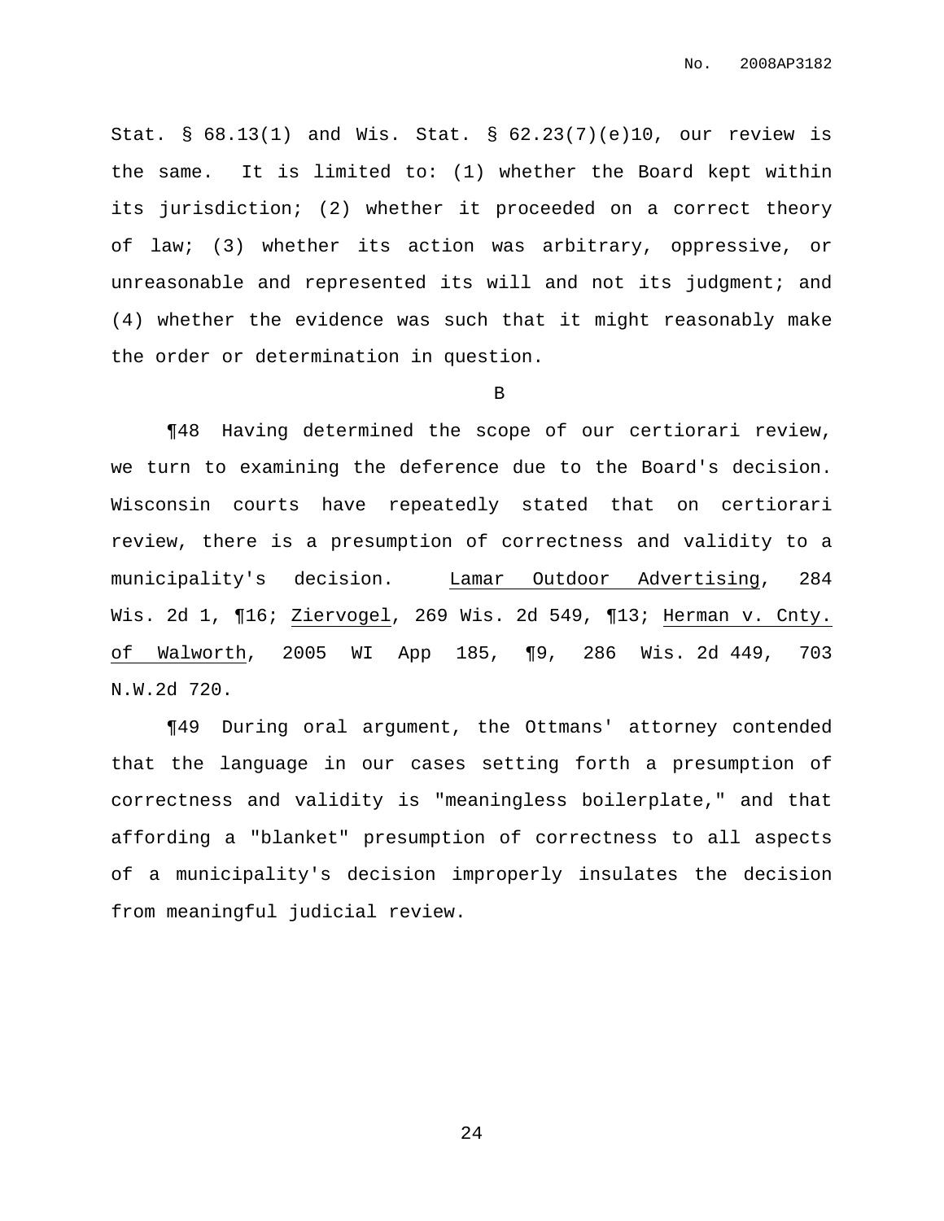Stat. § 68.13(1) and Wis. Stat. § 62.23(7)(e)10, our review is the same. It is limited to: (1) whether the Board kept within its jurisdiction; (2) whether it proceeded on a correct theory of law; (3) whether its action was arbitrary, oppressive, or unreasonable and represented its will and not its judgment; and (4) whether the evidence was such that it might reasonably make the order or determination in question.

B

¶48 Having determined the scope of our certiorari review, we turn to examining the deference due to the Board's decision. Wisconsin courts have repeatedly stated that on certiorari review, there is a presumption of correctness and validity to a municipality's decision. Lamar Outdoor Advertising, 284 Wis. 2d 1, ¶16; Ziervogel, 269 Wis. 2d 549, ¶13; Herman v. Cnty. of Walworth, 2005 WI App 185, ¶9, 286 Wis. 2d 449, 703 N.W.2d 720.

¶49 During oral argument, the Ottmans' attorney contended that the language in our cases setting forth a presumption of correctness and validity is "meaningless boilerplate," and that affording a "blanket" presumption of correctness to all aspects of a municipality's decision improperly insulates the decision from meaningful judicial review.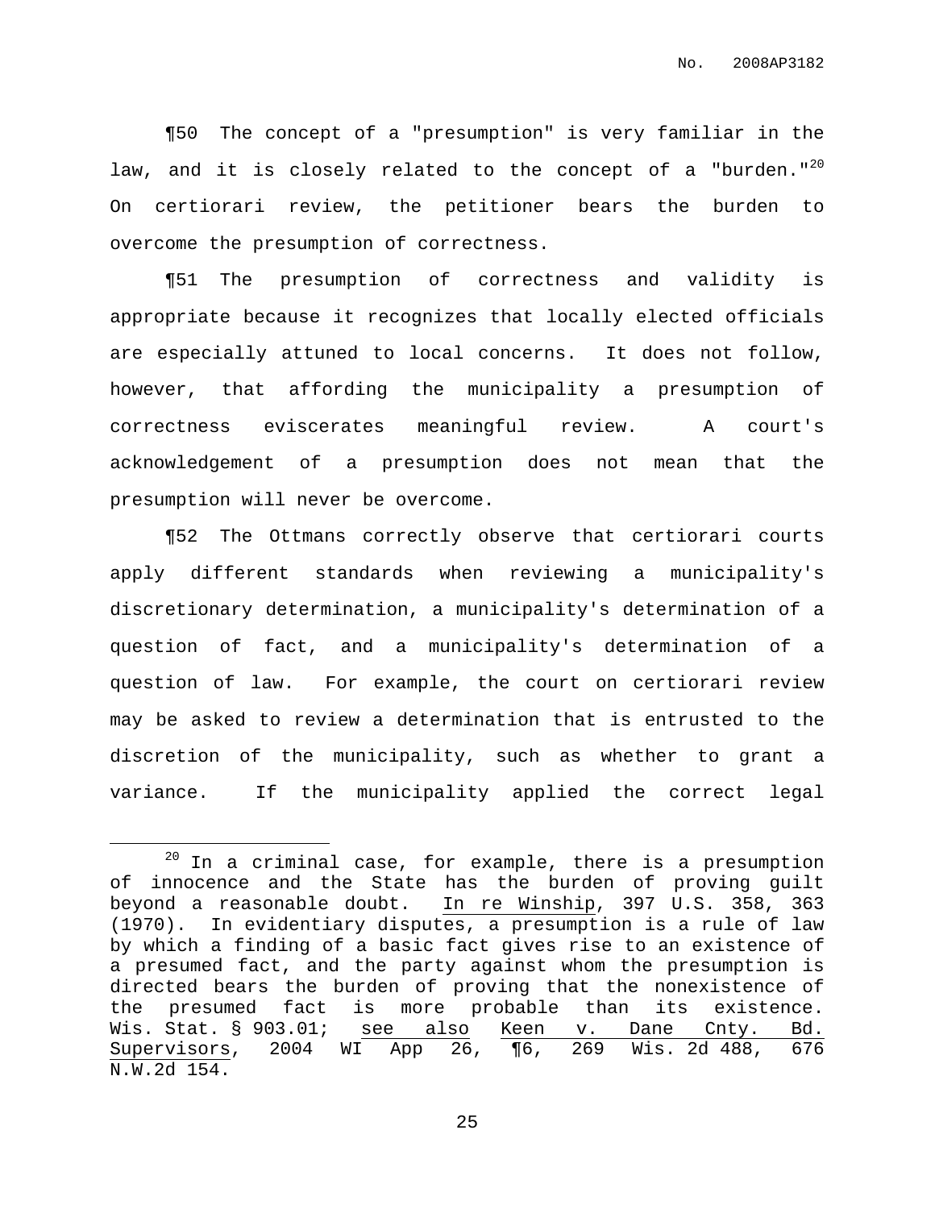¶50 The concept of a "presumption" is very familiar in the law, and it is closely related to the concept of a "burden."[20] On certiorari review, the petitioner bears the burden to overcome the presumption of correctness.

¶51 The presumption of correctness and validity is appropriate because it recognizes that locally elected officials are especially attuned to local concerns. It does not follow, however, that affording the municipality a presumption of correctness eviscerates meaningful review. A court's acknowledgement of a presumption does not mean that the presumption will never be overcome.

¶52 The Ottmans correctly observe that certiorari courts apply different standards when reviewing a municipality's discretionary determination, a municipality's determination of a question of fact, and a municipality's determination of a question of law. For example, the court on certiorari review may be asked to review a determination that is entrusted to the discretion of the municipality, such as whether to grant a variance. If the municipality applied the correct legal

---

[20] In a criminal case, for example, there is a presumption of innocence and the State has the burden of proving guilt beyond a reasonable doubt. In re Winship, 397 U.S. 358, 363 (1970). In evidentiary disputes, a presumption is a rule of law by which a finding of a basic fact gives rise to an existence of a presumed fact, and the party against whom the presumption is directed bears the burden of proving that the nonexistence of the presumed fact is more probable than its existence. Wis. Stat. § 903.01; see also Keen v. Dane Cnty. Bd. Supervisors, 2004 WI App 26, ¶6, 269 Wis. 2d 488, 676 N.W.2d 154.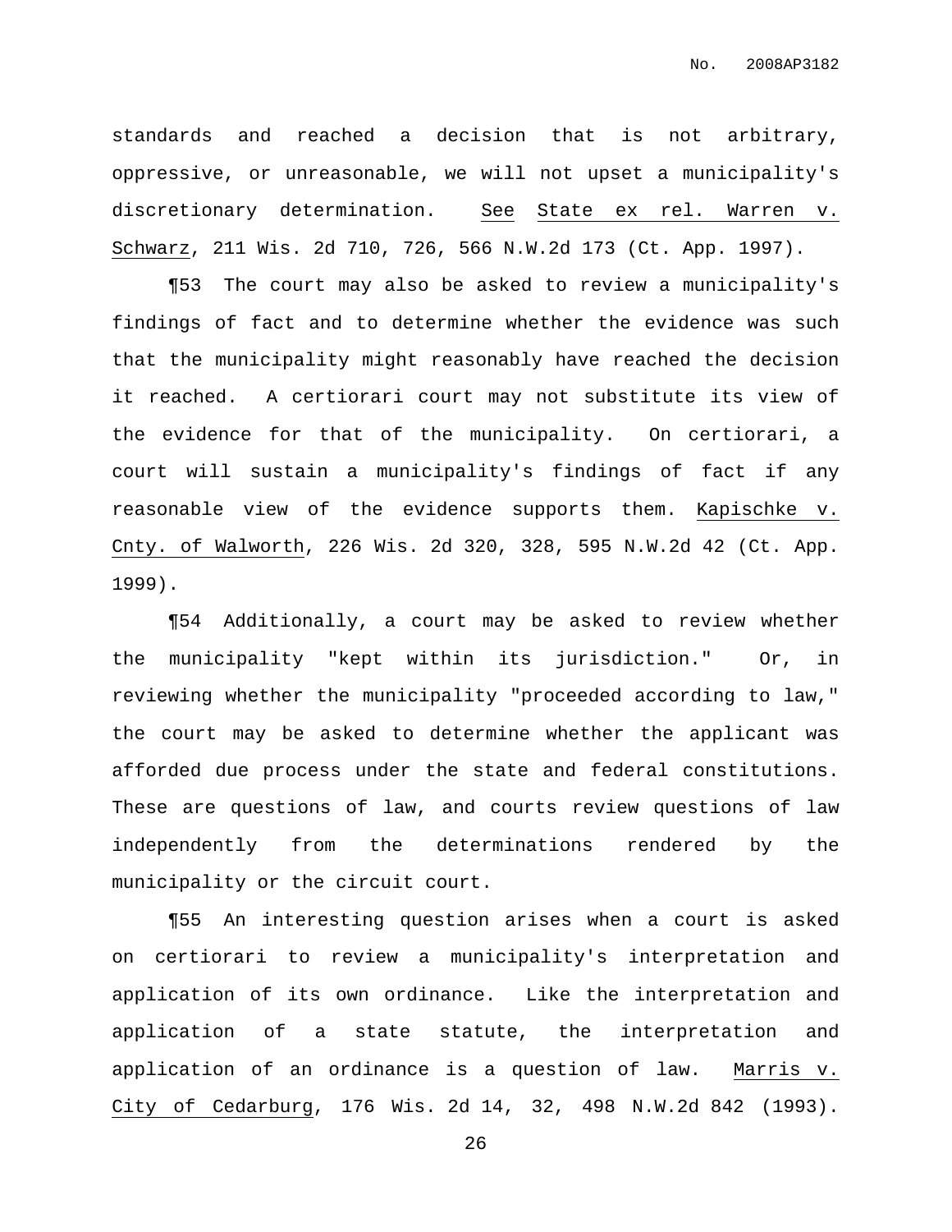standards and reached a decision that is not arbitrary, oppressive, or unreasonable, we will not upset a municipality's discretionary determination. See State ex rel. Warren v. Schwarz, 211 Wis. 2d 710, 726, 566 N.W.2d 173 (Ct. App. 1997).

¶53 The court may also be asked to review a municipality's findings of fact and to determine whether the evidence was such that the municipality might reasonably have reached the decision it reached. A certiorari court may not substitute its view of the evidence for that of the municipality. On certiorari, a court will sustain a municipality's findings of fact if any reasonable view of the evidence supports them. Kapischke v. Cnty. of Walworth, 226 Wis. 2d 320, 328, 595 N.W.2d 42 (Ct. App. 1999).

¶54 Additionally, a court may be asked to review whether the municipality "kept within its jurisdiction." Or, in reviewing whether the municipality "proceeded according to law," the court may be asked to determine whether the applicant was afforded due process under the state and federal constitutions. These are questions of law, and courts review questions of law independently from the determinations rendered by the municipality or the circuit court.

¶55 An interesting question arises when a court is asked on certiorari to review a municipality's interpretation and application of its own ordinance. Like the interpretation and application of a state statute, the interpretation and application of an ordinance is a question of law. Marris v. City of Cedarburg, 176 Wis. 2d 14, 32, 498 N.W.2d 842 (1993).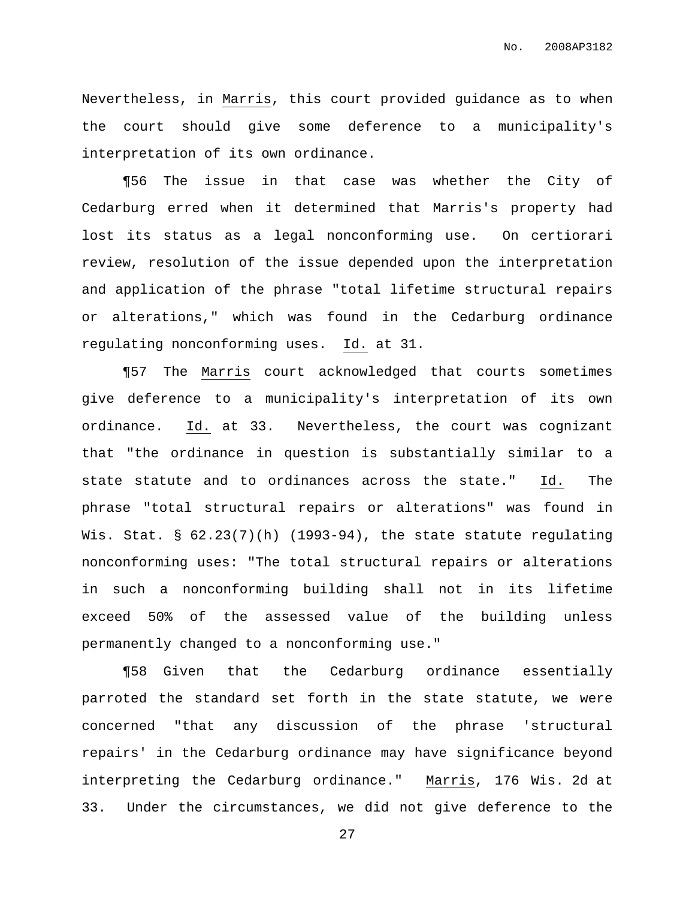Nevertheless, in Marris, this court provided guidance as to when the court should give some deference to a municipality's interpretation of its own ordinance.

¶56 The issue in that case was whether the City of Cedarburg erred when it determined that Marris's property had lost its status as a legal nonconforming use. On certiorari review, resolution of the issue depended upon the interpretation and application of the phrase "total lifetime structural repairs or alterations," which was found in the Cedarburg ordinance regulating nonconforming uses. Id. at 31.

¶57 The Marris court acknowledged that courts sometimes give deference to a municipality's interpretation of its own ordinance. Id. at 33. Nevertheless, the court was cognizant that "the ordinance in question is substantially similar to a state statute and to ordinances across the state." Id. The phrase "total structural repairs or alterations" was found in Wis. Stat. § 62.23(7)(h) (1993-94), the state statute regulating nonconforming uses: "The total structural repairs or alterations in such a nonconforming building shall not in its lifetime exceed 50% of the assessed value of the building unless permanently changed to a nonconforming use."

¶58 Given that the Cedarburg ordinance essentially parroted the standard set forth in the state statute, we were concerned "that any discussion of the phrase 'structural repairs' in the Cedarburg ordinance may have significance beyond interpreting the Cedarburg ordinance." Marris, 176 Wis. 2d at 33. Under the circumstances, we did not give deference to the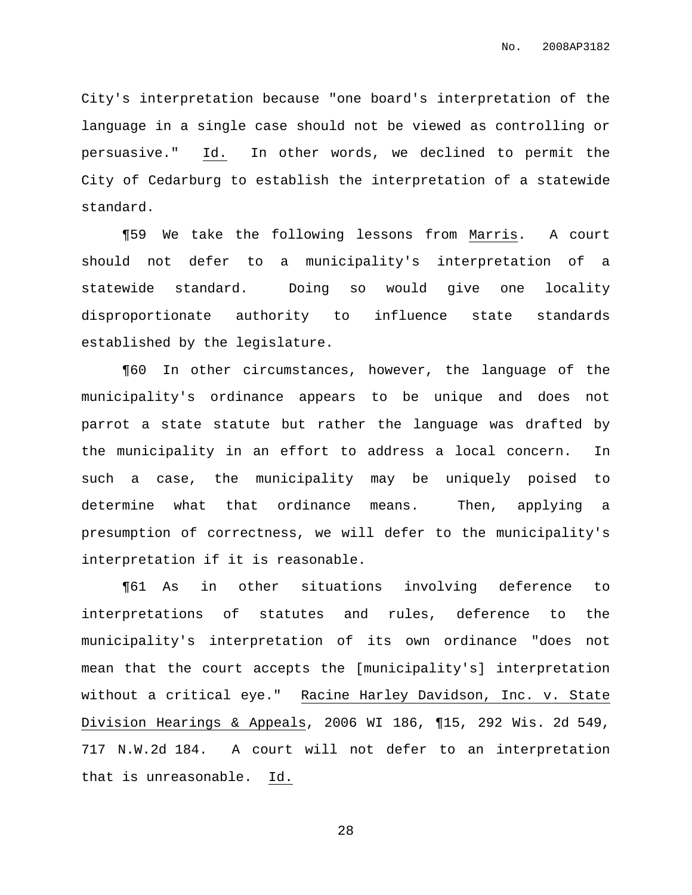City's interpretation because "one board's interpretation of the language in a single case should not be viewed as controlling or persuasive." Id. In other words, we declined to permit the City of Cedarburg to establish the interpretation of a statewide standard.

¶59 We take the following lessons from Marris. A court should not defer to a municipality's interpretation of a statewide standard. Doing so would give one locality disproportionate authority to influence state standards established by the legislature.

¶60 In other circumstances, however, the language of the municipality's ordinance appears to be unique and does not parrot a state statute but rather the language was drafted by the municipality in an effort to address a local concern. In such a case, the municipality may be uniquely poised to determine what that ordinance means. Then, applying a presumption of correctness, we will defer to the municipality's interpretation if it is reasonable.

¶61 As in other situations involving deference to interpretations of statutes and rules, deference to the municipality's interpretation of its own ordinance "does not mean that the court accepts the [municipality's] interpretation without a critical eye." Racine Harley Davidson, Inc. v. State Division Hearings & Appeals, 2006 WI 186, ¶15, 292 Wis. 2d 549, 717 N.W.2d 184. A court will not defer to an interpretation that is unreasonable. Id.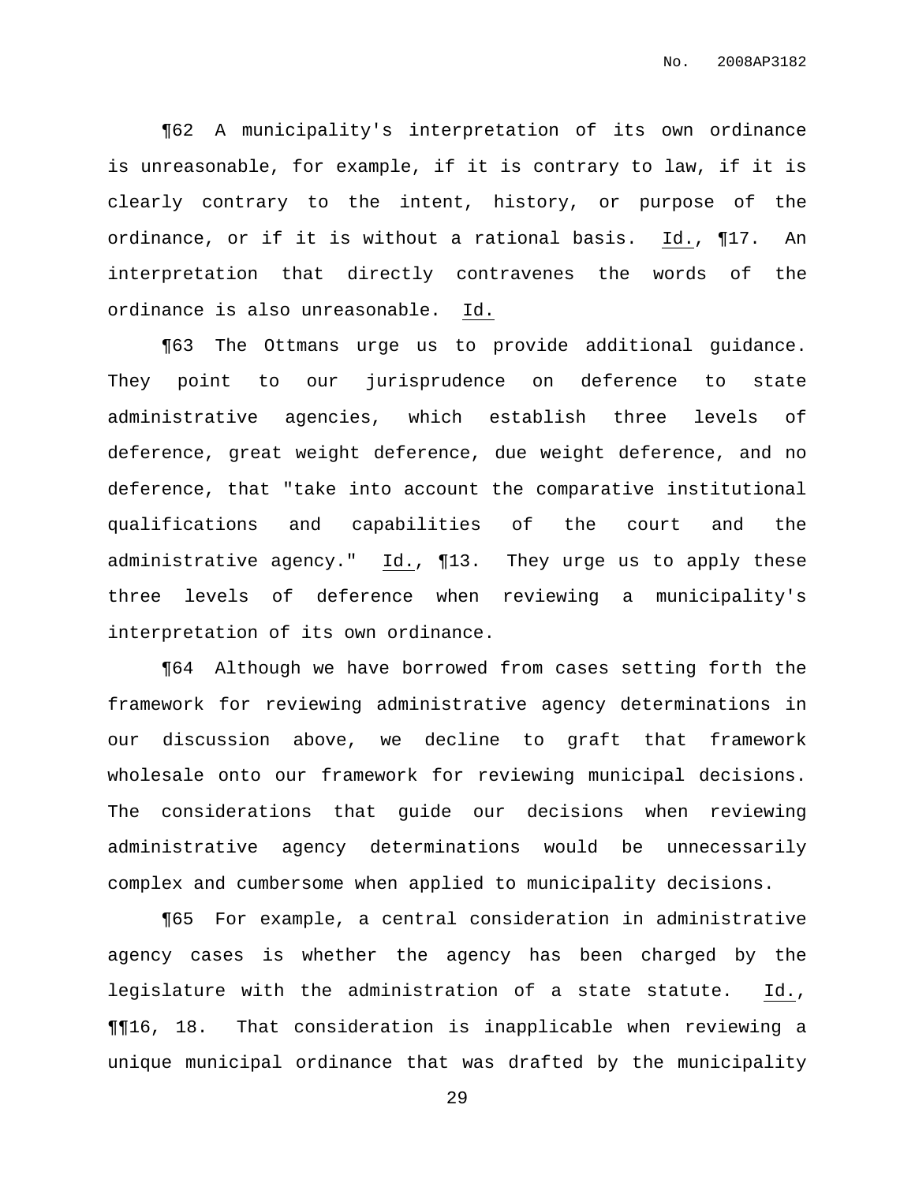¶62 A municipality's interpretation of its own ordinance is unreasonable, for example, if it is contrary to law, if it is clearly contrary to the intent, history, or purpose of the ordinance, or if it is without a rational basis. Id., ¶17. An interpretation that directly contravenes the words of the ordinance is also unreasonable. Id.

¶63 The Ottmans urge us to provide additional guidance. They point to our jurisprudence on deference to state administrative agencies, which establish three levels of deference, great weight deference, due weight deference, and no deference, that "take into account the comparative institutional qualifications and capabilities of the court and the administrative agency." Id., ¶13. They urge us to apply these three levels of deference when reviewing a municipality's interpretation of its own ordinance.

¶64 Although we have borrowed from cases setting forth the framework for reviewing administrative agency determinations in our discussion above, we decline to graft that framework wholesale onto our framework for reviewing municipal decisions. The considerations that guide our decisions when reviewing administrative agency determinations would be unnecessarily complex and cumbersome when applied to municipality decisions.

¶65 For example, a central consideration in administrative agency cases is whether the agency has been charged by the legislature with the administration of a state statute. Id., ¶¶16, 18. That consideration is inapplicable when reviewing a unique municipal ordinance that was drafted by the municipality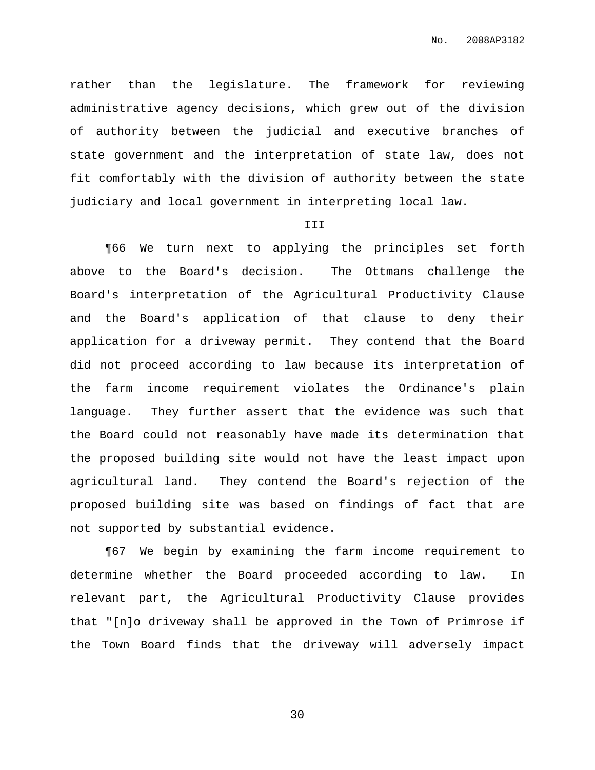rather than the legislature. The framework for reviewing administrative agency decisions, which grew out of the division of authority between the judicial and executive branches of state government and the interpretation of state law, does not fit comfortably with the division of authority between the state judiciary and local government in interpreting local law.

III

¶66 We turn next to applying the principles set forth above to the Board's decision. The Ottmans challenge the Board's interpretation of the Agricultural Productivity Clause and the Board's application of that clause to deny their application for a driveway permit. They contend that the Board did not proceed according to law because its interpretation of the farm income requirement violates the Ordinance's plain language. They further assert that the evidence was such that the Board could not reasonably have made its determination that the proposed building site would not have the least impact upon agricultural land. They contend the Board's rejection of the proposed building site was based on findings of fact that are not supported by substantial evidence.

¶67 We begin by examining the farm income requirement to determine whether the Board proceeded according to law. In relevant part, the Agricultural Productivity Clause provides that "[n]o driveway shall be approved in the Town of Primrose if the Town Board finds that the driveway will adversely impact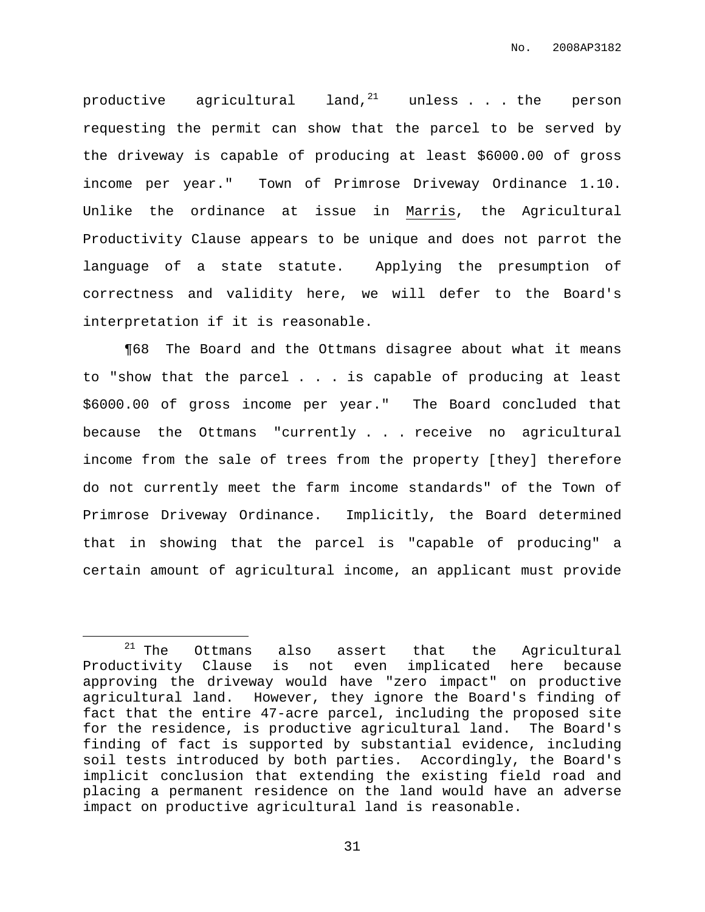productive agricultural land,[21] unless . . . the person requesting the permit can show that the parcel to be served by the driveway is capable of producing at least $6000.00 of gross income per year." Town of Primrose Driveway Ordinance 1.10. Unlike the ordinance at issue in Marris, the Agricultural Productivity Clause appears to be unique and does not parrot the language of a state statute. Applying the presumption of correctness and validity here, we will defer to the Board's interpretation if it is reasonable.

¶68 The Board and the Ottmans disagree about what it means to "show that the parcel . . . is capable of producing at least $6000.00 of gross income per year." The Board concluded that because the Ottmans "currently . . . receive no agricultural income from the sale of trees from the property [they] therefore do not currently meet the farm income standards" of the Town of Primrose Driveway Ordinance. Implicitly, the Board determined that in showing that the parcel is "capable of producing" a certain amount of agricultural income, an applicant must provide

[21] The Ottmans also assert that the Agricultural Productivity Clause is not even implicated here because approving the driveway would have "zero impact" on productive agricultural land. However, they ignore the Board's finding of fact that the entire 47-acre parcel, including the proposed site for the residence, is productive agricultural land. The Board's finding of fact is supported by substantial evidence, including soil tests introduced by both parties. Accordingly, the Board's implicit conclusion that extending the existing field road and placing a permanent residence on the land would have an adverse impact on productive agricultural land is reasonable.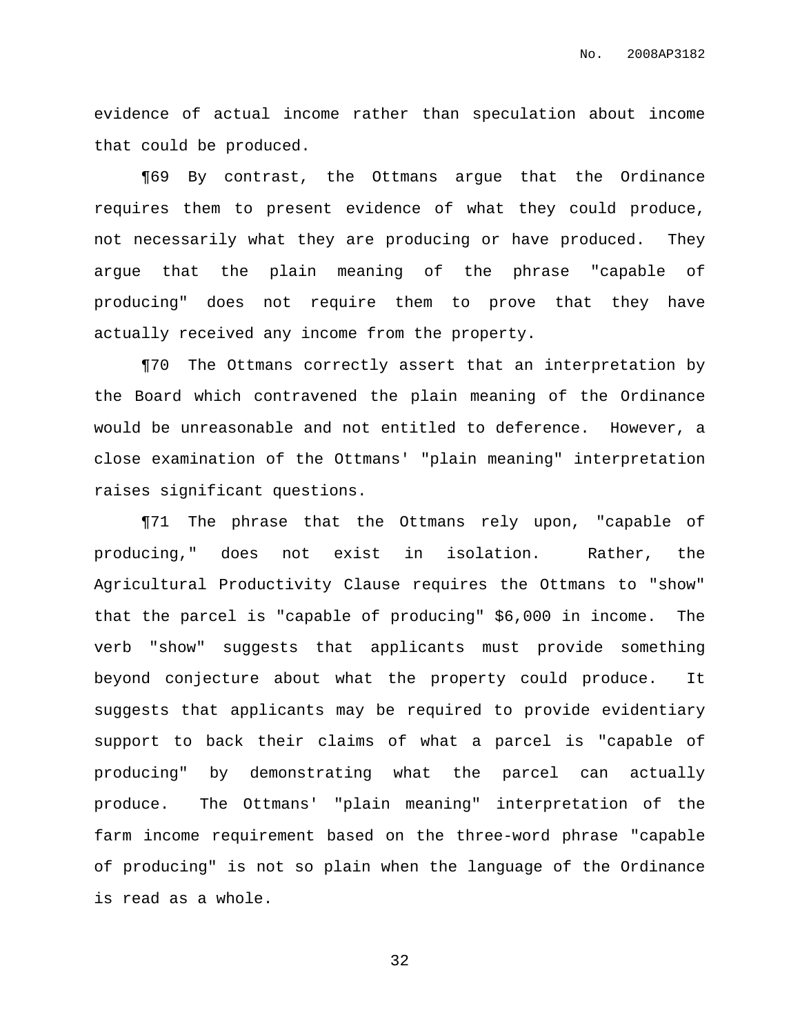evidence of actual income rather than speculation about income that could be produced.

¶69 By contrast, the Ottmans argue that the Ordinance requires them to present evidence of what they could produce, not necessarily what they are producing or have produced. They argue that the plain meaning of the phrase "capable of producing" does not require them to prove that they have actually received any income from the property.

¶70 The Ottmans correctly assert that an interpretation by the Board which contravened the plain meaning of the Ordinance would be unreasonable and not entitled to deference. However, a close examination of the Ottmans' "plain meaning" interpretation raises significant questions.

¶71 The phrase that the Ottmans rely upon, "capable of producing," does not exist in isolation. Rather, the Agricultural Productivity Clause requires the Ottmans to "show" that the parcel is "capable of producing" $6,000 in income. The verb "show" suggests that applicants must provide something beyond conjecture about what the property could produce. It suggests that applicants may be required to provide evidentiary support to back their claims of what a parcel is "capable of producing" by demonstrating what the parcel can actually produce. The Ottmans' "plain meaning" interpretation of the farm income requirement based on the three-word phrase "capable of producing" is not so plain when the language of the Ordinance is read as a whole.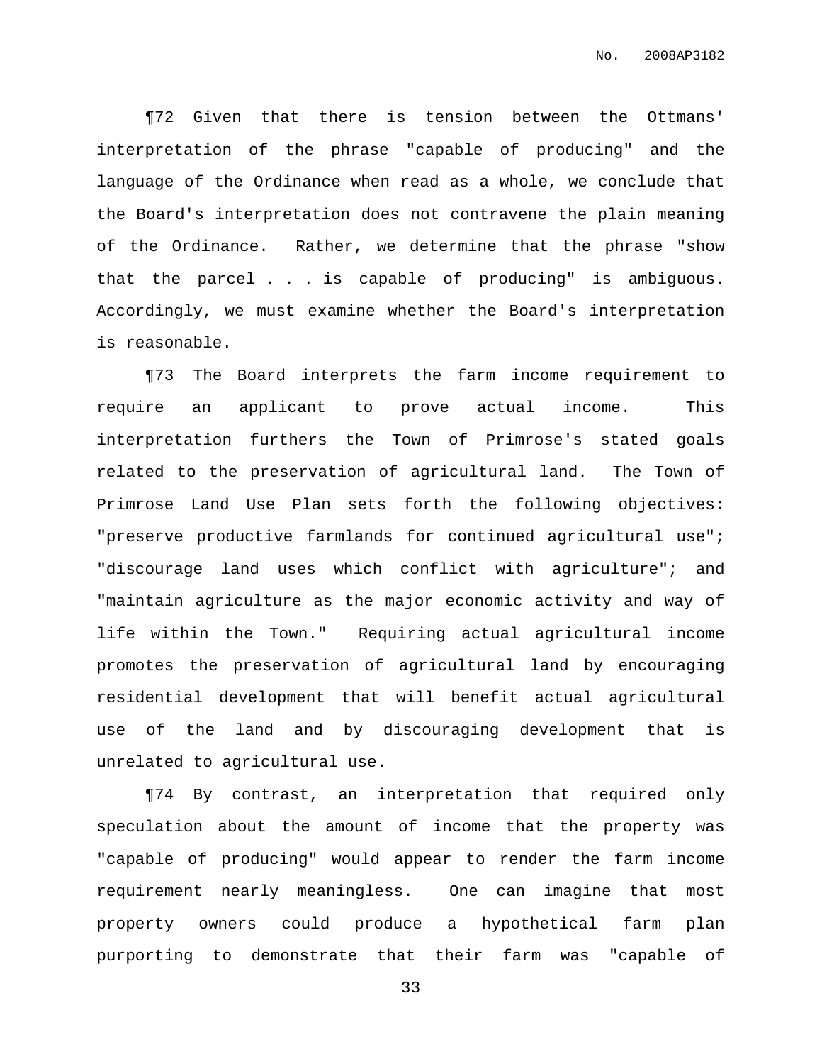¶72 Given that there is tension between the Ottmans' interpretation of the phrase "capable of producing" and the language of the Ordinance when read as a whole, we conclude that the Board's interpretation does not contravene the plain meaning of the Ordinance. Rather, we determine that the phrase "show that the parcel . . . is capable of producing" is ambiguous. Accordingly, we must examine whether the Board's interpretation is reasonable.

¶73 The Board interprets the farm income requirement to require an applicant to prove actual income. This interpretation furthers the Town of Primrose's stated goals related to the preservation of agricultural land. The Town of Primrose Land Use Plan sets forth the following objectives: "preserve productive farmlands for continued agricultural use"; "discourage land uses which conflict with agriculture"; and "maintain agriculture as the major economic activity and way of life within the Town." Requiring actual agricultural income promotes the preservation of agricultural land by encouraging residential development that will benefit actual agricultural use of the land and by discouraging development that is unrelated to agricultural use.

¶74 By contrast, an interpretation that required only speculation about the amount of income that the property was "capable of producing" would appear to render the farm income requirement nearly meaningless. One can imagine that most property owners could produce a hypothetical farm plan purporting to demonstrate that their farm was "capable of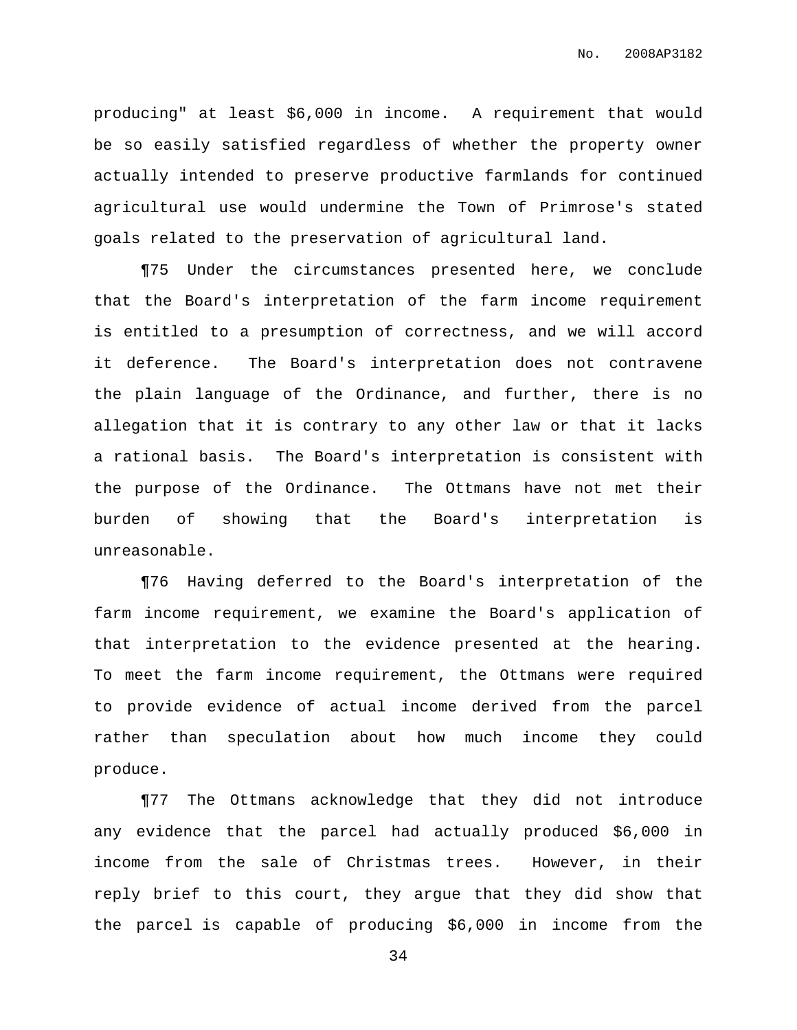producing" at least $6,000 in income. A requirement that would be so easily satisfied regardless of whether the property owner actually intended to preserve productive farmlands for continued agricultural use would undermine the Town of Primrose's stated goals related to the preservation of agricultural land.

¶75 Under the circumstances presented here, we conclude that the Board's interpretation of the farm income requirement is entitled to a presumption of correctness, and we will accord it deference. The Board's interpretation does not contravene the plain language of the Ordinance, and further, there is no allegation that it is contrary to any other law or that it lacks a rational basis. The Board's interpretation is consistent with the purpose of the Ordinance. The Ottmans have not met their burden of showing that the Board's interpretation is unreasonable.

¶76 Having deferred to the Board's interpretation of the farm income requirement, we examine the Board's application of that interpretation to the evidence presented at the hearing. To meet the farm income requirement, the Ottmans were required to provide evidence of actual income derived from the parcel rather than speculation about how much income they could produce.

¶77 The Ottmans acknowledge that they did not introduce any evidence that the parcel had actually produced $6,000 in income from the sale of Christmas trees. However, in their reply brief to this court, they argue that they did show that the parcel is capable of producing $6,000 in income from the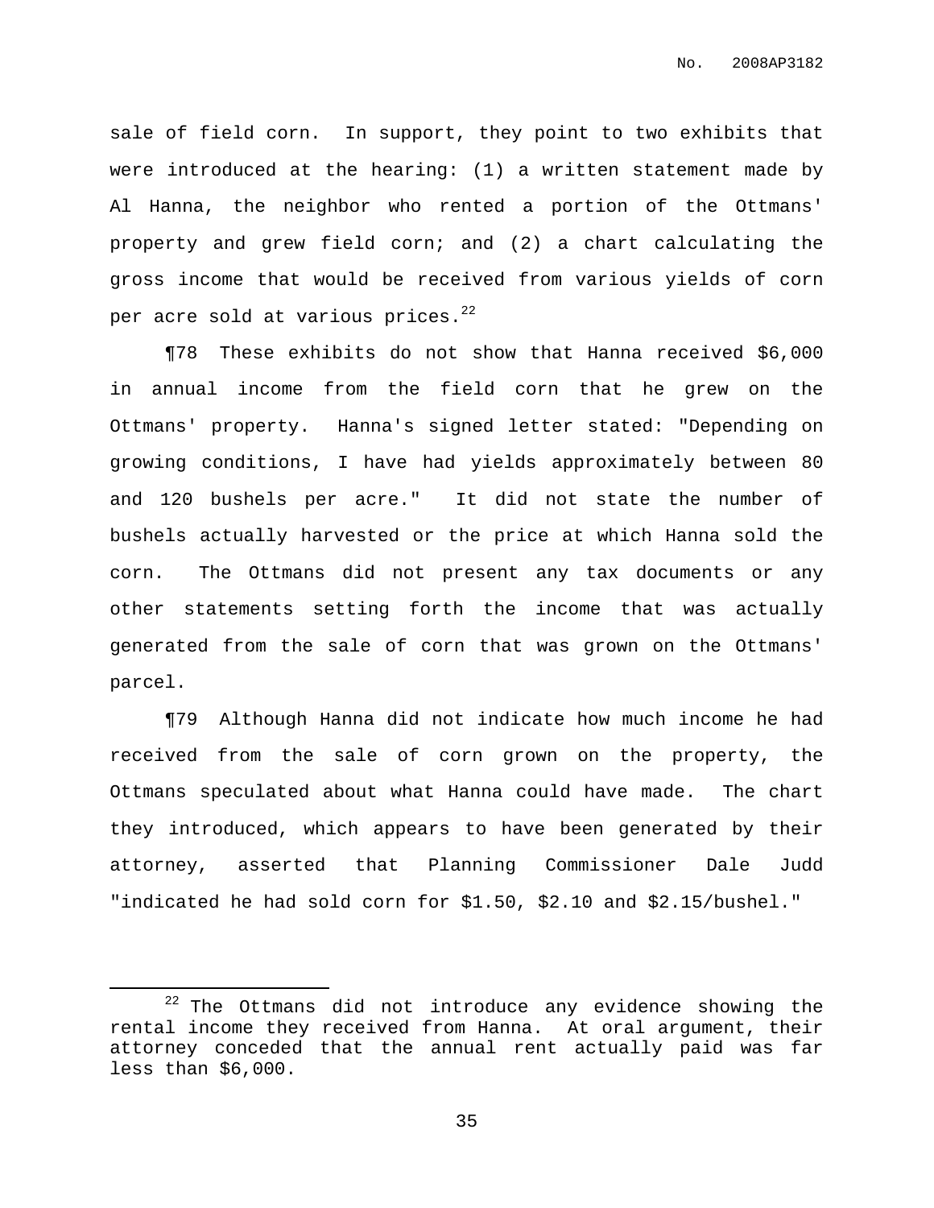sale of field corn. In support, they point to two exhibits that were introduced at the hearing: (1) a written statement made by Al Hanna, the neighbor who rented a portion of the Ottmans' property and grew field corn; and (2) a chart calculating the gross income that would be received from various yields of corn per acre sold at various prices.[22]

¶78 These exhibits do not show that Hanna received $6,000 in annual income from the field corn that he grew on the Ottmans' property. Hanna's signed letter stated: "Depending on growing conditions, I have had yields approximately between 80 and 120 bushels per acre." It did not state the number of bushels actually harvested or the price at which Hanna sold the corn. The Ottmans did not present any tax documents or any other statements setting forth the income that was actually generated from the sale of corn that was grown on the Ottmans' parcel.

¶79 Although Hanna did not indicate how much income he had received from the sale of corn grown on the property, the Ottmans speculated about what Hanna could have made. The chart they introduced, which appears to have been generated by their attorney, asserted that Planning Commissioner Dale Judd "indicated he had sold corn for $1.50, $2.10 and $2.15/bushel."

---

[22] The Ottmans did not introduce any evidence showing the rental income they received from Hanna. At oral argument, their attorney conceded that the annual rent actually paid was far less than $6,000.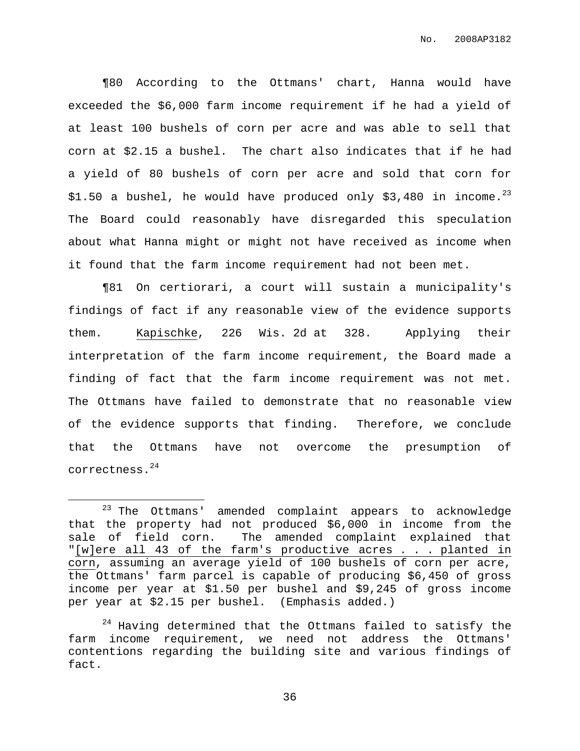¶80 According to the Ottmans' chart, Hanna would have exceeded the $6,000 farm income requirement if he had a yield of at least 100 bushels of corn per acre and was able to sell that corn at $2.15 a bushel. The chart also indicates that if he had a yield of 80 bushels of corn per acre and sold that corn for $1.50 a bushel, he would have produced only $3,480 in income.[23] The Board could reasonably have disregarded this speculation about what Hanna might or might not have received as income when it found that the farm income requirement had not been met.

¶81 On certiorari, a court will sustain a municipality's findings of fact if any reasonable view of the evidence supports them. Kapischke, 226 Wis. 2d at 328. Applying their interpretation of the farm income requirement, the Board made a finding of fact that the farm income requirement was not met. The Ottmans have failed to demonstrate that no reasonable view of the evidence supports that finding. Therefore, we conclude that the Ottmans have not overcome the presumption of correctness.[24]

---

[23] The Ottmans' amended complaint appears to acknowledge that the property had not produced $6,000 in income from the sale of field corn. The amended complaint explained that "[w]ere all 43 of the farm's productive acres . . . planted in corn, assuming an average yield of 100 bushels of corn per acre, the Ottmans' farm parcel is capable of producing $6,450 of gross income per year at $1.50 per bushel and $9,245 of gross income per year at $2.15 per bushel. (Emphasis added.)

[24] Having determined that the Ottmans failed to satisfy the farm income requirement, we need not address the Ottmans' contentions regarding the building site and various findings of fact.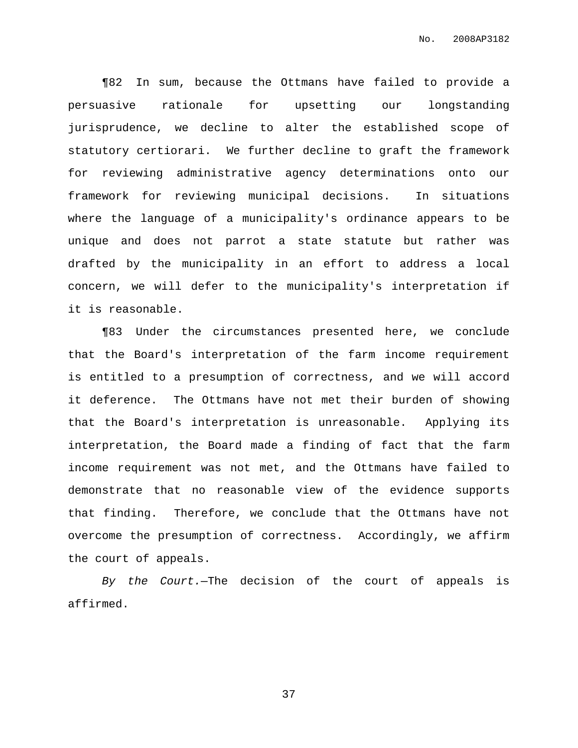¶82 In sum, because the Ottmans have failed to provide a persuasive rationale for upsetting our longstanding jurisprudence, we decline to alter the established scope of statutory certiorari. We further decline to graft the framework for reviewing administrative agency determinations onto our framework for reviewing municipal decisions. In situations where the language of a municipality's ordinance appears to be unique and does not parrot a state statute but rather was drafted by the municipality in an effort to address a local concern, we will defer to the municipality's interpretation if it is reasonable.

¶83 Under the circumstances presented here, we conclude that the Board's interpretation of the farm income requirement is entitled to a presumption of correctness, and we will accord it deference. The Ottmans have not met their burden of showing that the Board's interpretation is unreasonable. Applying its interpretation, the Board made a finding of fact that the farm income requirement was not met, and the Ottmans have failed to demonstrate that no reasonable view of the evidence supports that finding. Therefore, we conclude that the Ottmans have not overcome the presumption of correctness. Accordingly, we affirm the court of appeals.

*By the Court.*—The decision of the court of appeals is affirmed.